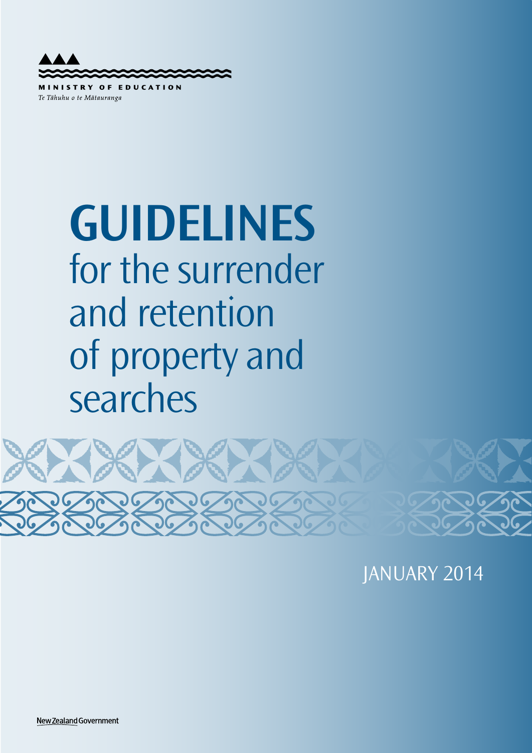MINISTRY OF EDUCATION

*Te Tāhuhu o te Mātauranga*

# GUIDELINES for the surrender and retention of property and searches

JANUARY 2014

New Zealand Government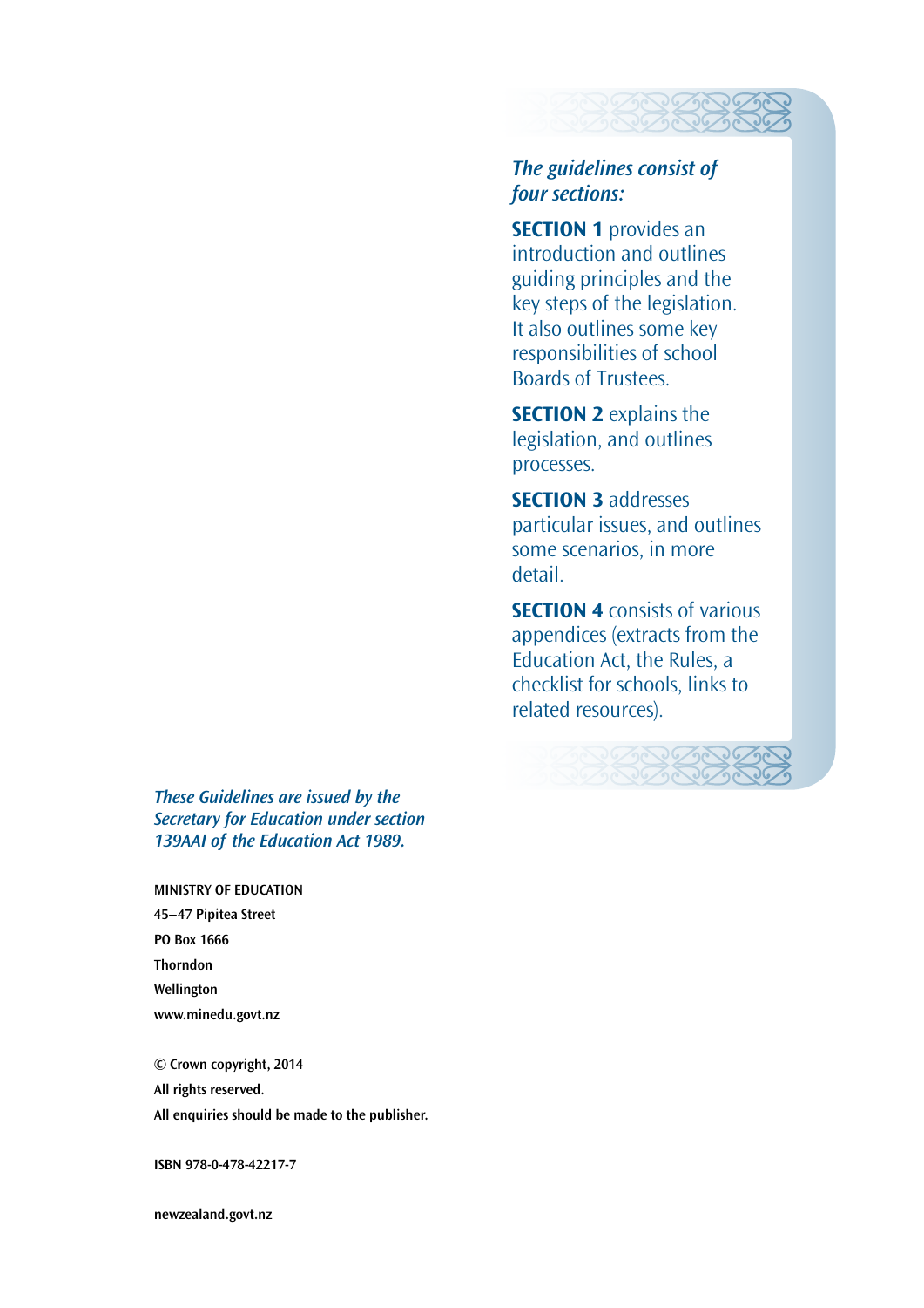*The guidelines consist of four sections:*

**SECTION 1** provides an introduction and outlines guiding principles and the key steps of the legislation. It also outlines some key responsibilities of school Boards of Trustees.

**SECTION 2** explains the legislation, and outlines processes.

**SECTION 3** addresses particular issues, and outlines some scenarios, in more detail.

**SECTION 4** consists of various appendices (extracts from the Education Act, the Rules, a checklist for schools, links to related resources).

*These Guidelines are issued by the Secretary for Education under section 139AAI of the Education Act 1989.*

**MINISTRY OF EDUCATION**
**45–47 Pipitea Street**
**PO Box 1666**
**Thorndon**
**Wellington**
**www.minedu.govt.nz**

**© Crown copyright, 2014**
**All rights reserved.**
**All enquiries should be made to the publisher.**

**ISBN 978-0-478-42217-7**

**newzealand.govt.nz**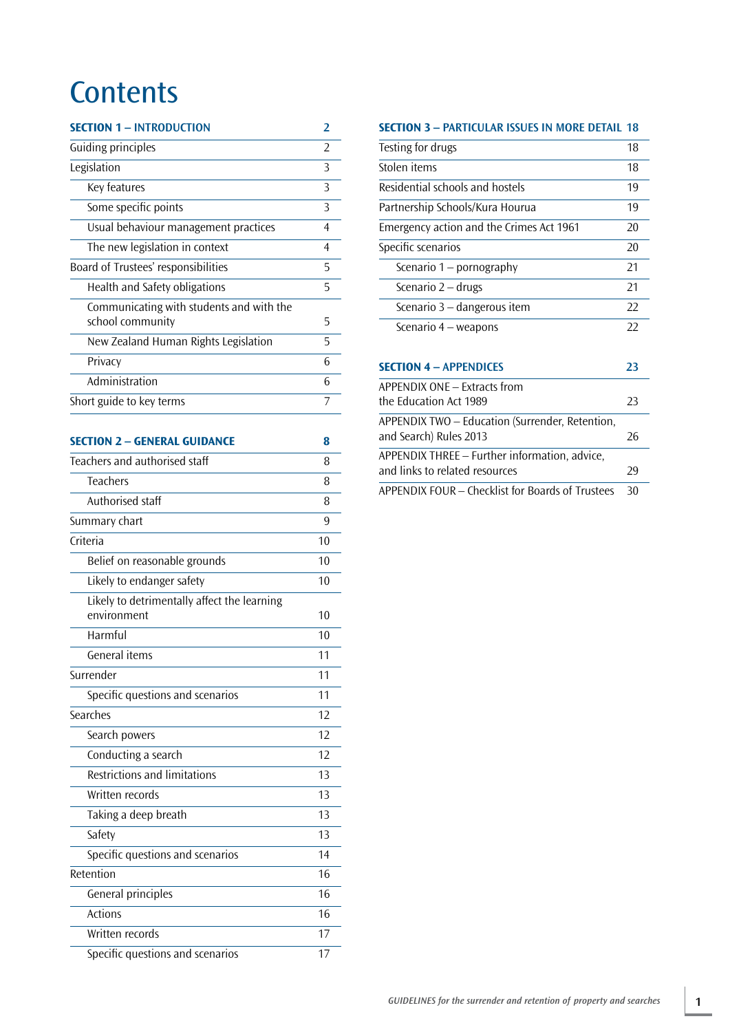# Contents

| SECTION 1 – INTRODUCTION | 2 |
|---|---|
| Guiding principles | 2 |
| Legislation | 3 |
| Key features | 3 |
| Some specific points | 3 |
| Usual behaviour management practices | 4 |
| The new legislation in context | 4 |
| Board of Trustees' responsibilities | 5 |
| Health and Safety obligations | 5 |
| Communicating with students and with the school community | 5 |
| New Zealand Human Rights Legislation | 5 |
| Privacy | 6 |
| Administration | 6 |
| Short guide to key terms | 7 |

| SECTION 2 – GENERAL GUIDANCE | 8 |
|---|---|
| Teachers and authorised staff | 8 |
| Teachers | 8 |
| Authorised staff | 8 |
| Summary chart | 9 |
| Criteria | 10 |
| Belief on reasonable grounds | 10 |
| Likely to endanger safety | 10 |
| Likely to detrimentally affect the learning environment | 10 |
| Harmful | 10 |
| General items | 11 |
| Surrender | 11 |
| Specific questions and scenarios | 11 |
| Searches | 12 |
| Search powers | 12 |
| Conducting a search | 12 |
| Restrictions and limitations | 13 |
| Written records | 13 |
| Taking a deep breath | 13 |
| Safety | 13 |
| Specific questions and scenarios | 14 |
| Retention | 16 |
| General principles | 16 |
| Actions | 16 |
| Written records | 17 |
| Specific questions and scenarios | 17 |

| SECTION 3 – PARTICULAR ISSUES IN MORE DETAIL | 18 |
|---|---|
| Testing for drugs | 18 |
| Stolen items | 18 |
| Residential schools and hostels | 19 |
| Partnership Schools/Kura Hourua | 19 |
| Emergency action and the Crimes Act 1961 | 20 |
| Specific scenarios | 20 |
| Scenario 1 – pornography | 21 |
| Scenario 2 – drugs | 21 |
| Scenario 3 – dangerous item | 22 |
| Scenario 4 – weapons | 22 |

| SECTION 4 – APPENDICES | 23 |
|---|---|
| APPENDIX ONE – Extracts from the Education Act 1989 | 23 |
| APPENDIX TWO – Education (Surrender, Retention, and Search) Rules 2013 | 26 |
| APPENDIX THREE – Further information, advice, and links to related resources | 29 |
| APPENDIX FOUR – Checklist for Boards of Trustees | 30 |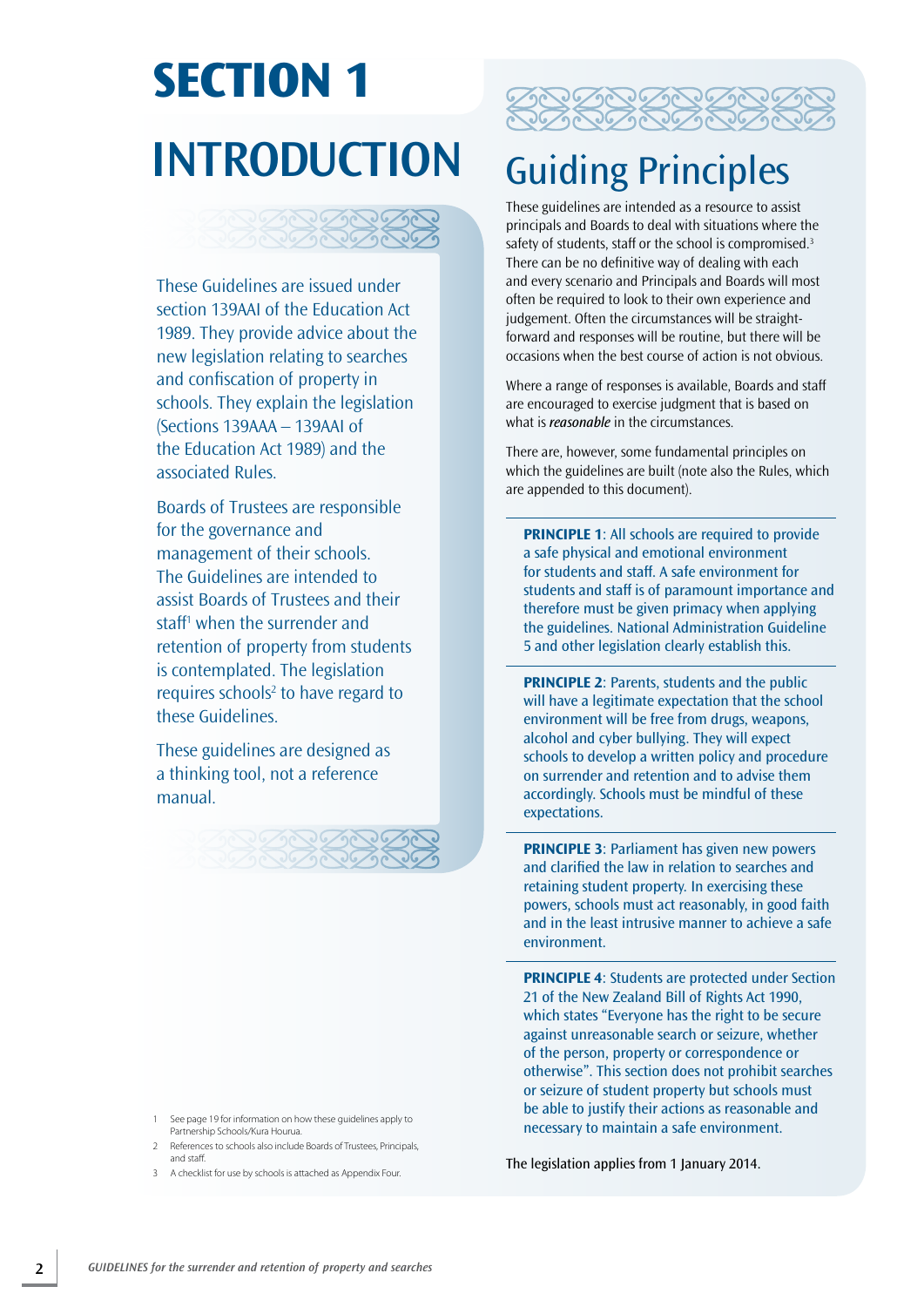# SECTION 1

# INTRODUCTION

These Guidelines are issued under section 139AAI of the Education Act 1989. They provide advice about the new legislation relating to searches and confiscation of property in schools. They explain the legislation (Sections 139AAA – 139AAI of the Education Act 1989) and the associated Rules.

Boards of Trustees are responsible for the governance and management of their schools. The Guidelines are intended to assist Boards of Trustees and their staff[1] when the surrender and retention of property from students is contemplated. The legislation requires schools[2] to have regard to these Guidelines.

These guidelines are designed as a thinking tool, not a reference manual.

## Guiding Principles

These guidelines are intended as a resource to assist principals and Boards to deal with situations where the safety of students, staff or the school is compromised.[3] There can be no definitive way of dealing with each and every scenario and Principals and Boards will most often be required to look to their own experience and judgement. Often the circumstances will be straight-forward and responses will be routine, but there will be occasions when the best course of action is not obvious.

Where a range of responses is available, Boards and staff are encouraged to exercise judgment that is based on what is ***reasonable*** in the circumstances.

There are, however, some fundamental principles on which the guidelines are built (note also the Rules, which are appended to this document).

**PRINCIPLE 1**: All schools are required to provide a safe physical and emotional environment for students and staff. A safe environment for students and staff is of paramount importance and therefore must be given primacy when applying the guidelines. National Administration Guideline 5 and other legislation clearly establish this.

**PRINCIPLE 2**: Parents, students and the public will have a legitimate expectation that the school environment will be free from drugs, weapons, alcohol and cyber bullying. They will expect schools to develop a written policy and procedure on surrender and retention and to advise them accordingly. Schools must be mindful of these expectations.

**PRINCIPLE 3**: Parliament has given new powers and clarified the law in relation to searches and retaining student property. In exercising these powers, schools must act reasonably, in good faith and in the least intrusive manner to achieve a safe environment.

**PRINCIPLE 4**: Students are protected under Section 21 of the New Zealand Bill of Rights Act 1990, which states "Everyone has the right to be secure against unreasonable search or seizure, whether of the person, property or correspondence or otherwise". This section does not prohibit searches or seizure of student property but schools must be able to justify their actions as reasonable and necessary to maintain a safe environment.

The legislation applies from 1 January 2014.

1 See page 19 for information on how these guidelines apply to Partnership Schools/Kura Hourua.
2 References to schools also include Boards of Trustees, Principals, and staff.
3 A checklist for use by schools is attached as Appendix Four.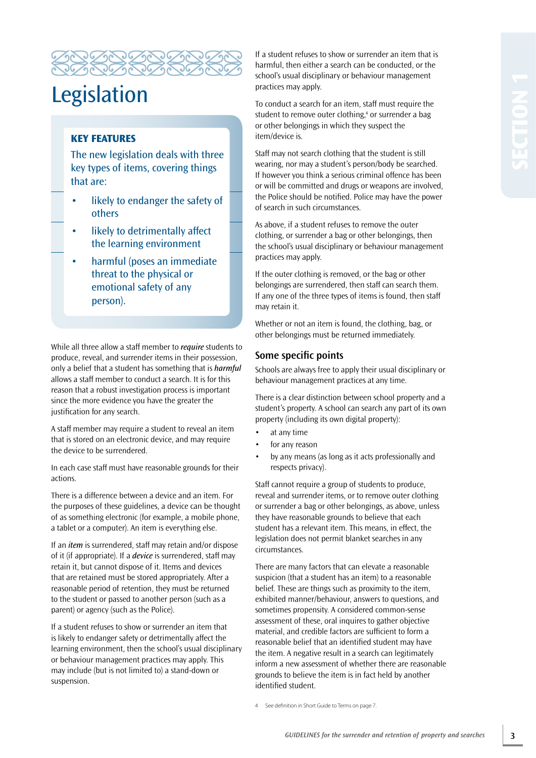# Legislation

**KEY FEATURES**

The new legislation deals with three key types of items, covering things that are:

- likely to endanger the safety of others
- likely to detrimentally affect the learning environment
- harmful (poses an immediate threat to the physical or emotional safety of any person).

While all three allow a staff member to ***require*** students to produce, reveal, and surrender items in their possession, only a belief that a student has something that is ***harmful*** allows a staff member to conduct a search. It is for this reason that a robust investigation process is important since the more evidence you have the greater the justification for any search.

A staff member may require a student to reveal an item that is stored on an electronic device, and may require the device to be surrendered.

In each case staff must have reasonable grounds for their actions.

There is a difference between a device and an item. For the purposes of these guidelines, a device can be thought of as something electronic (for example, a mobile phone, a tablet or a computer). An item is everything else.

If an ***item*** is surrendered, staff may retain and/or dispose of it (if appropriate). If a ***device*** is surrendered, staff may retain it, but cannot dispose of it. Items and devices that are retained must be stored appropriately. After a reasonable period of retention, they must be returned to the student or passed to another person (such as a parent) or agency (such as the Police).

If a student refuses to show or surrender an item that is likely to endanger safety or detrimentally affect the learning environment, then the school's usual disciplinary or behaviour management practices may apply. This may include (but is not limited to) a stand-down or suspension.

If a student refuses to show or surrender an item that is harmful, then either a search can be conducted, or the school's usual disciplinary or behaviour management practices may apply.

To conduct a search for an item, staff must require the student to remove outer clothing,[4] or surrender a bag or other belongings in which they suspect the item/device is.

Staff may not search clothing that the student is still wearing, nor may a student's person/body be searched. If however you think a serious criminal offence has been or will be committed and drugs or weapons are involved, the Police should be notified. Police may have the power of search in such circumstances.

As above, if a student refuses to remove the outer clothing, or surrender a bag or other belongings, then the school's usual disciplinary or behaviour management practices may apply.

If the outer clothing is removed, or the bag or other belongings are surrendered, then staff can search them. If any one of the three types of items is found, then staff may retain it.

Whether or not an item is found, the clothing, bag, or other belongings must be returned immediately.

## Some specific points

Schools are always free to apply their usual disciplinary or behaviour management practices at any time.

There is a clear distinction between school property and a student's property. A school can search any part of its own property (including its own digital property):

- at any time
- for any reason
- by any means (as long as it acts professionally and respects privacy).

Staff cannot require a group of students to produce, reveal and surrender items, or to remove outer clothing or surrender a bag or other belongings, as above, unless they have reasonable grounds to believe that each student has a relevant item. This means, in effect, the legislation does not permit blanket searches in any circumstances.

There are many factors that can elevate a reasonable suspicion (that a student has an item) to a reasonable belief. These are things such as proximity to the item, exhibited manner/behaviour, answers to questions, and sometimes propensity. A considered common-sense assessment of these, oral inquires to gather objective material, and credible factors are sufficient to form a reasonable belief that an identified student may have the item. A negative result in a search can legitimately inform a new assessment of whether there are reasonable grounds to believe the item is in fact held by another identified student.

4 See definition in Short Guide to Terms on page 7.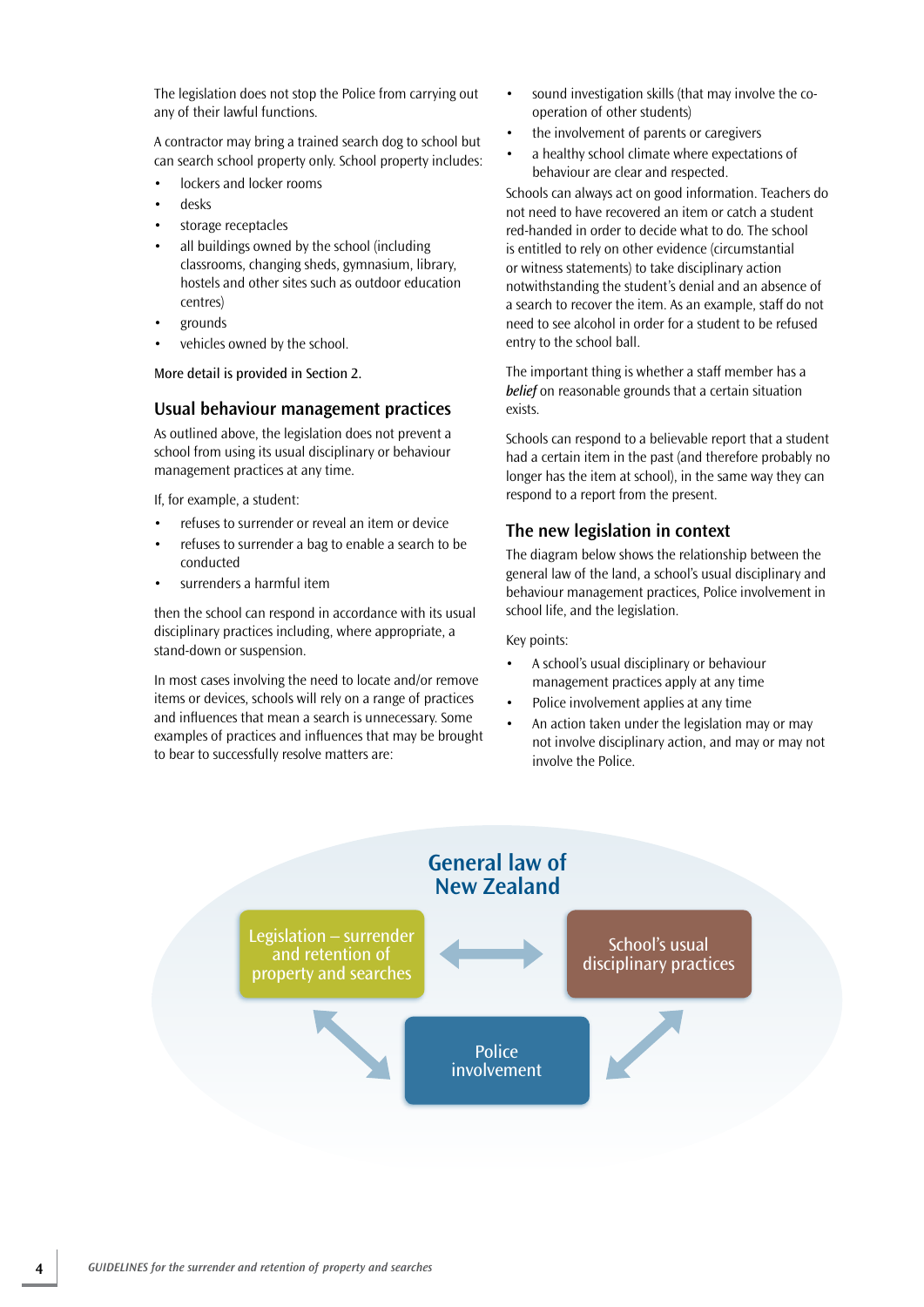The legislation does not stop the Police from carrying out any of their lawful functions.

A contractor may bring a trained search dog to school but can search school property only. School property includes:

- lockers and locker rooms
- desks
- storage receptacles
- all buildings owned by the school (including classrooms, changing sheds, gymnasium, library, hostels and other sites such as outdoor education centres)
- grounds
- vehicles owned by the school.

More detail is provided in Section 2.

## Usual behaviour management practices

As outlined above, the legislation does not prevent a school from using its usual disciplinary or behaviour management practices at any time.

If, for example, a student:

- refuses to surrender or reveal an item or device
- refuses to surrender a bag to enable a search to be conducted
- surrenders a harmful item

then the school can respond in accordance with its usual disciplinary practices including, where appropriate, a stand-down or suspension.

In most cases involving the need to locate and/or remove items or devices, schools will rely on a range of practices and influences that mean a search is unnecessary. Some examples of practices and influences that may be brought to bear to successfully resolve matters are:

- sound investigation skills (that may involve the co-operation of other students)
- the involvement of parents or caregivers
- a healthy school climate where expectations of behaviour are clear and respected.

Schools can always act on good information. Teachers do not need to have recovered an item or catch a student red-handed in order to decide what to do. The school is entitled to rely on other evidence (circumstantial or witness statements) to take disciplinary action notwithstanding the student's denial and an absence of a search to recover the item. As an example, staff do not need to see alcohol in order for a student to be refused entry to the school ball.

The important thing is whether a staff member has a ***belief*** on reasonable grounds that a certain situation exists.

Schools can respond to a believable report that a student had a certain item in the past (and therefore probably no longer has the item at school), in the same way they can respond to a report from the present.

## The new legislation in context

The diagram below shows the relationship between the general law of the land, a school's usual disciplinary and behaviour management practices, Police involvement in school life, and the legislation.

Key points:

- A school's usual disciplinary or behaviour management practices apply at any time
- Police involvement applies at any time
- An action taken under the legislation may or may not involve disciplinary action, and may or may not involve the Police.

**General law of New Zealand**

Legislation – surrender and retention of property and searches ⟷ School's usual disciplinary practices

Police involvement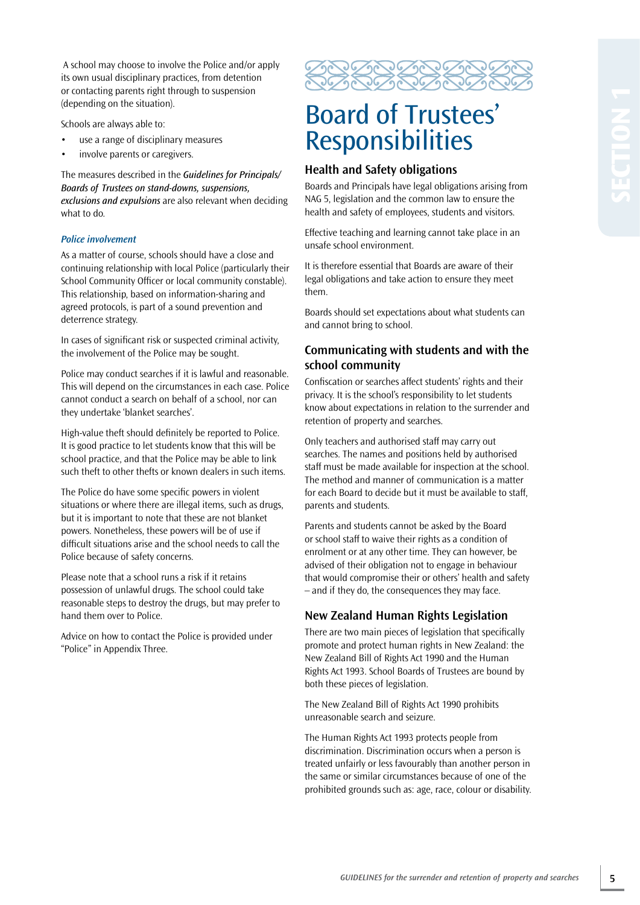A school may choose to involve the Police and/or apply its own usual disciplinary practices, from detention or contacting parents right through to suspension (depending on the situation).

Schools are always able to:

- use a range of disciplinary measures
- involve parents or caregivers.

The measures described in the *Guidelines for Principals/ Boards of Trustees on stand-downs, suspensions, exclusions and expulsions* are also relevant when deciding what to do.

### *Police involvement*

As a matter of course, schools should have a close and continuing relationship with local Police (particularly their School Community Officer or local community constable). This relationship, based on information-sharing and agreed protocols, is part of a sound prevention and deterrence strategy.

In cases of significant risk or suspected criminal activity, the involvement of the Police may be sought.

Police may conduct searches if it is lawful and reasonable. This will depend on the circumstances in each case. Police cannot conduct a search on behalf of a school, nor can they undertake 'blanket searches'.

High-value theft should definitely be reported to Police. It is good practice to let students know that this will be school practice, and that the Police may be able to link such theft to other thefts or known dealers in such items.

The Police do have some specific powers in violent situations or where there are illegal items, such as drugs, but it is important to note that these are not blanket powers. Nonetheless, these powers will be of use if difficult situations arise and the school needs to call the Police because of safety concerns.

Please note that a school runs a risk if it retains possession of unlawful drugs. The school could take reasonable steps to destroy the drugs, but may prefer to hand them over to Police.

Advice on how to contact the Police is provided under "Police" in Appendix Three.

# Board of Trustees' Responsibilities

## Health and Safety obligations

Boards and Principals have legal obligations arising from NAG 5, legislation and the common law to ensure the health and safety of employees, students and visitors.

Effective teaching and learning cannot take place in an unsafe school environment.

It is therefore essential that Boards are aware of their legal obligations and take action to ensure they meet them.

Boards should set expectations about what students can and cannot bring to school.

## Communicating with students and with the school community

Confiscation or searches affect students' rights and their privacy. It is the school's responsibility to let students know about expectations in relation to the surrender and retention of property and searches.

Only teachers and authorised staff may carry out searches. The names and positions held by authorised staff must be made available for inspection at the school. The method and manner of communication is a matter for each Board to decide but it must be available to staff, parents and students.

Parents and students cannot be asked by the Board or school staff to waive their rights as a condition of enrolment or at any other time. They can however, be advised of their obligation not to engage in behaviour that would compromise their or others' health and safety – and if they do, the consequences they may face.

## New Zealand Human Rights Legislation

There are two main pieces of legislation that specifically promote and protect human rights in New Zealand: the New Zealand Bill of Rights Act 1990 and the Human Rights Act 1993. School Boards of Trustees are bound by both these pieces of legislation.

The New Zealand Bill of Rights Act 1990 prohibits unreasonable search and seizure.

The Human Rights Act 1993 protects people from discrimination. Discrimination occurs when a person is treated unfairly or less favourably than another person in the same or similar circumstances because of one of the prohibited grounds such as: age, race, colour or disability.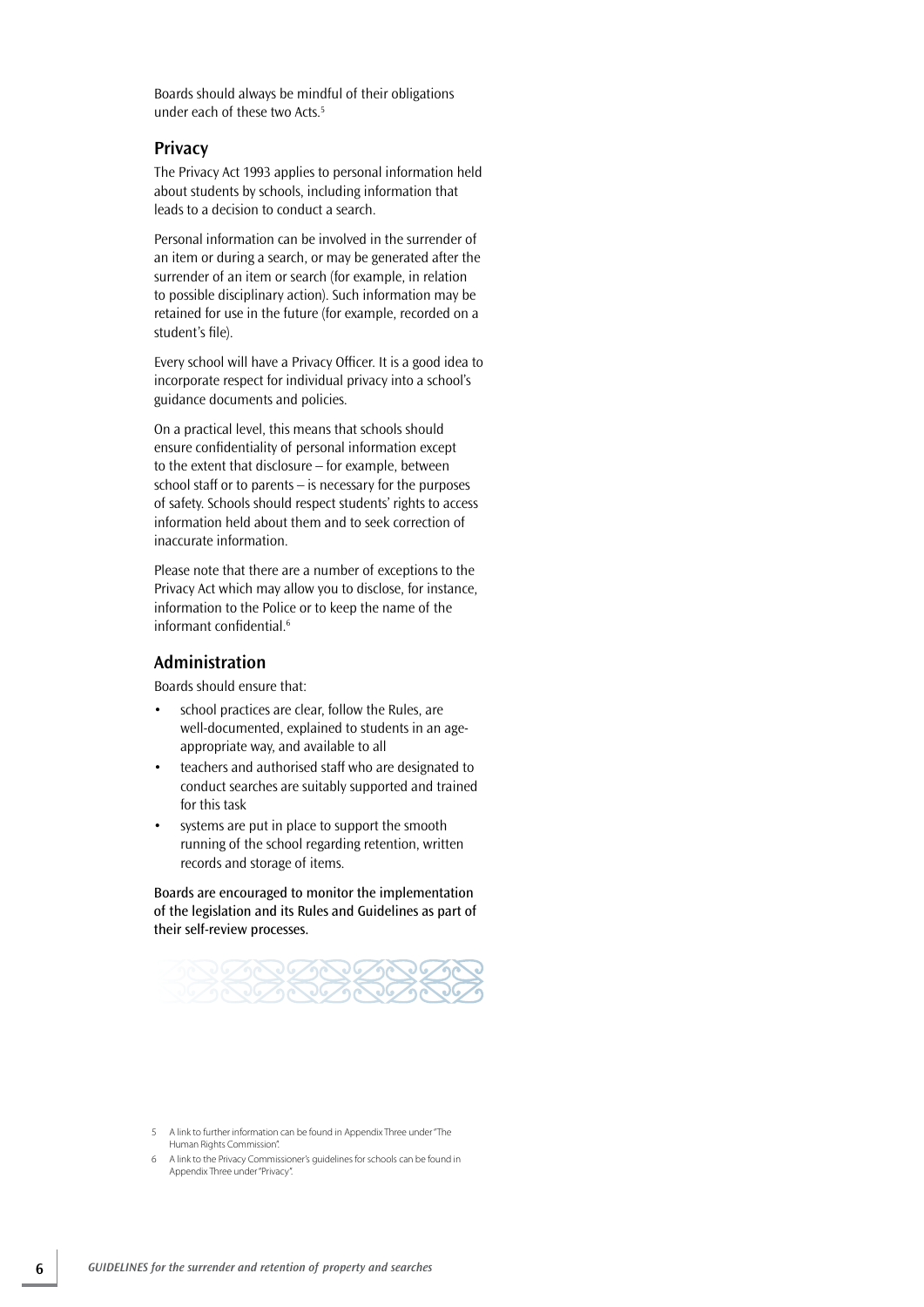Boards should always be mindful of their obligations under each of these two Acts.[5]

## Privacy

The Privacy Act 1993 applies to personal information held about students by schools, including information that leads to a decision to conduct a search.

Personal information can be involved in the surrender of an item or during a search, or may be generated after the surrender of an item or search (for example, in relation to possible disciplinary action). Such information may be retained for use in the future (for example, recorded on a student's file).

Every school will have a Privacy Officer. It is a good idea to incorporate respect for individual privacy into a school's guidance documents and policies.

On a practical level, this means that schools should ensure confidentiality of personal information except to the extent that disclosure – for example, between school staff or to parents – is necessary for the purposes of safety. Schools should respect students' rights to access information held about them and to seek correction of inaccurate information.

Please note that there are a number of exceptions to the Privacy Act which may allow you to disclose, for instance, information to the Police or to keep the name of the informant confidential.[6]

## Administration

Boards should ensure that:

- school practices are clear, follow the Rules, are well-documented, explained to students in an age-appropriate way, and available to all
- teachers and authorised staff who are designated to conduct searches are suitably supported and trained for this task
- systems are put in place to support the smooth running of the school regarding retention, written records and storage of items.

Boards are encouraged to monitor the implementation of the legislation and its Rules and Guidelines as part of their self-review processes.

5 A link to further information can be found in Appendix Three under "The Human Rights Commission".

6 A link to the Privacy Commissioner's guidelines for schools can be found in Appendix Three under "Privacy".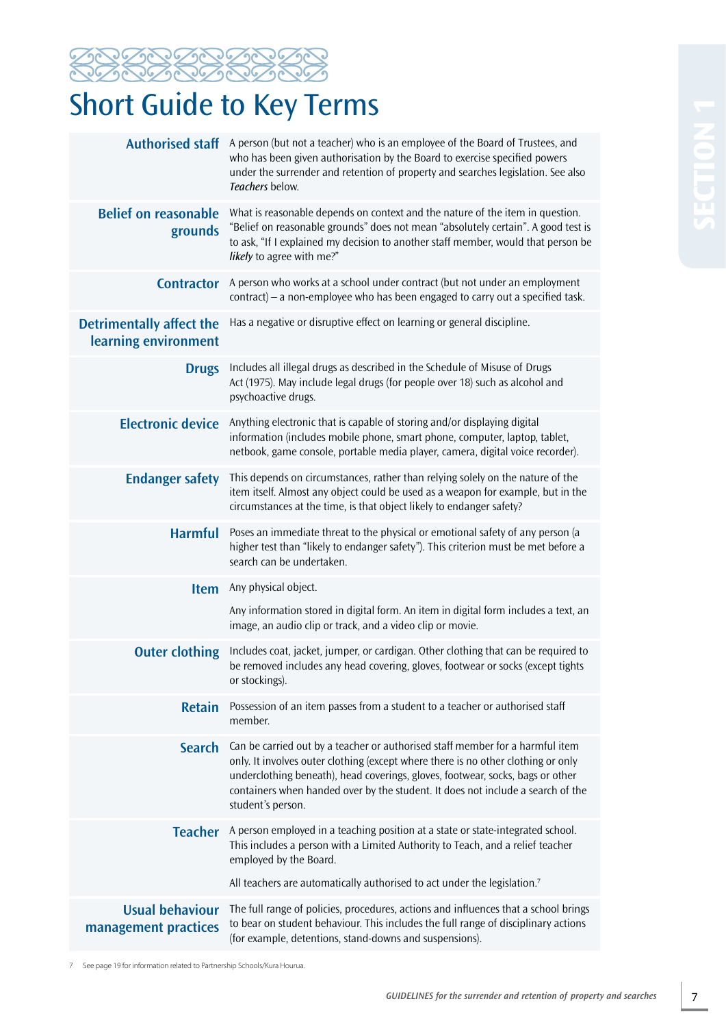# Short Guide to Key Terms

| Term | Definition |
|---|---|
| **Authorised staff** | A person (but not a teacher) who is an employee of the Board of Trustees, and who has been given authorisation by the Board to exercise specified powers under the surrender and retention of property and searches legislation. See also *Teachers* below. |
| **Belief on reasonable grounds** | What is reasonable depends on context and the nature of the item in question. "Belief on reasonable grounds" does not mean "absolutely certain". A good test is to ask, "If I explained my decision to another staff member, would that person be *likely* to agree with me?" |
| **Contractor** | A person who works at a school under contract (but not under an employment contract) – a non-employee who has been engaged to carry out a specified task. |
| **Detrimentally affect the learning environment** | Has a negative or disruptive effect on learning or general discipline. |
| **Drugs** | Includes all illegal drugs as described in the Schedule of Misuse of Drugs Act (1975). May include legal drugs (for people over 18) such as alcohol and psychoactive drugs. |
| **Electronic device** | Anything electronic that is capable of storing and/or displaying digital information (includes mobile phone, smart phone, computer, laptop, tablet, netbook, game console, portable media player, camera, digital voice recorder). |
| **Endanger safety** | This depends on circumstances, rather than relying solely on the nature of the item itself. Almost any object could be used as a weapon for example, but in the circumstances at the time, is that object likely to endanger safety? |
| **Harmful** | Poses an immediate threat to the physical or emotional safety of any person (a higher test than "likely to endanger safety"). This criterion must be met before a search can be undertaken. |
| **Item** | Any physical object.<br><br>Any information stored in digital form. An item in digital form includes a text, an image, an audio clip or track, and a video clip or movie. |
| **Outer clothing** | Includes coat, jacket, jumper, or cardigan. Other clothing that can be required to be removed includes any head covering, gloves, footwear or socks (except tights or stockings). |
| **Retain** | Possession of an item passes from a student to a teacher or authorised staff member. |
| **Search** | Can be carried out by a teacher or authorised staff member for a harmful item only. It involves outer clothing (except where there is no other clothing or only underclothing beneath), head coverings, gloves, footwear, socks, bags or other containers when handed over by the student. It does not include a search of the student's person. |
| **Teacher** | A person employed in a teaching position at a state or state-integrated school. This includes a person with a Limited Authority to Teach, and a relief teacher employed by the Board.<br><br>All teachers are automatically authorised to act under the legislation.[7] |
| **Usual behaviour management practices** | The full range of policies, procedures, actions and influences that a school brings to bear on student behaviour. This includes the full range of disciplinary actions (for example, detentions, stand-downs and suspensions). |

7 See page 19 for information related to Partnership Schools/Kura Hourua.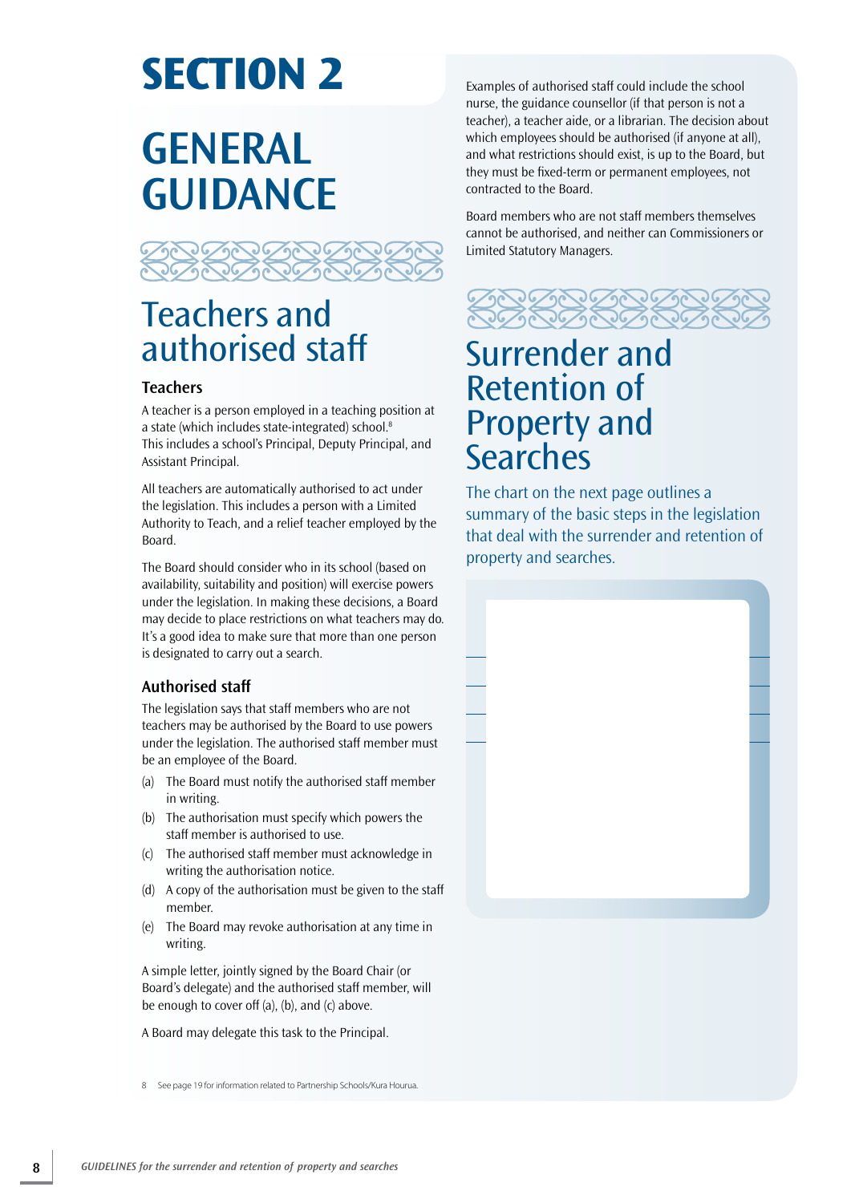# SECTION 2

# GENERAL GUIDANCE

## Teachers and authorised staff

### Teachers

A teacher is a person employed in a teaching position at a state (which includes state-integrated) school.[8] This includes a school's Principal, Deputy Principal, and Assistant Principal.

All teachers are automatically authorised to act under the legislation. This includes a person with a Limited Authority to Teach, and a relief teacher employed by the Board.

The Board should consider who in its school (based on availability, suitability and position) will exercise powers under the legislation. In making these decisions, a Board may decide to place restrictions on what teachers may do. It's a good idea to make sure that more than one person is designated to carry out a search.

### Authorised staff

The legislation says that staff members who are not teachers may be authorised by the Board to use powers under the legislation. The authorised staff member must be an employee of the Board.

(a) The Board must notify the authorised staff member in writing.

(b) The authorisation must specify which powers the staff member is authorised to use.

(c) The authorised staff member must acknowledge in writing the authorisation notice.

(d) A copy of the authorisation must be given to the staff member.

(e) The Board may revoke authorisation at any time in writing.

A simple letter, jointly signed by the Board Chair (or Board's delegate) and the authorised staff member, will be enough to cover off (a), (b), and (c) above.

A Board may delegate this task to the Principal.

Examples of authorised staff could include the school nurse, the guidance counsellor (if that person is not a teacher), a teacher aide, or a librarian. The decision about which employees should be authorised (if anyone at all), and what restrictions should exist, is up to the Board, but they must be fixed-term or permanent employees, not contracted to the Board.

Board members who are not staff members themselves cannot be authorised, and neither can Commissioners or Limited Statutory Managers.

## Surrender and Retention of Property and Searches

The chart on the next page outlines a summary of the basic steps in the legislation that deal with the surrender and retention of property and searches.

8 See page 19 for information related to Partnership Schools/Kura Hourua.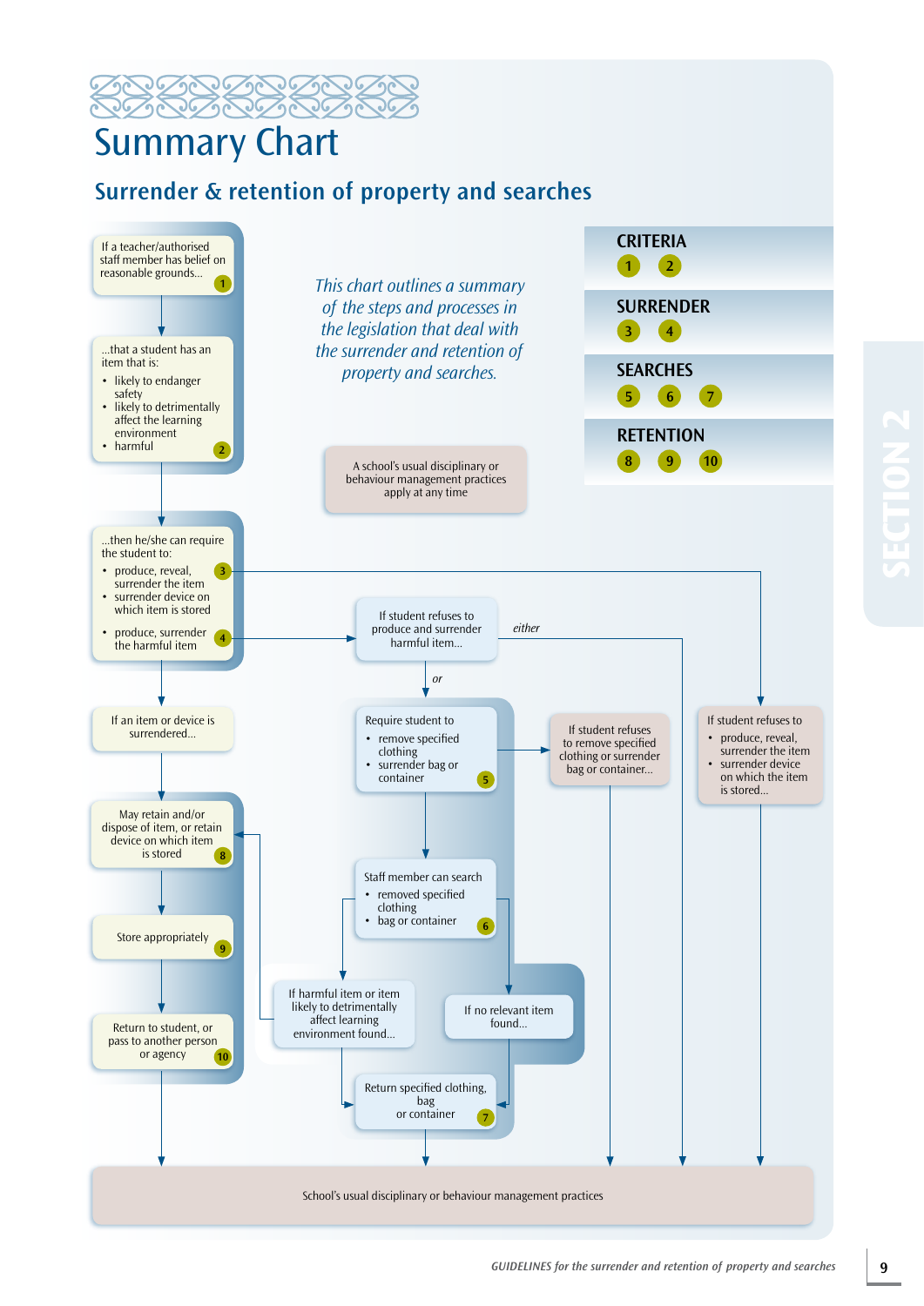# Summary Chart

## Surrender & retention of property and searches

*This chart outlines a summary of the steps and processes in the legislation that deal with the surrender and retention of property and searches.*

| | |
|---|---|
| CRITERIA | 1, 2 |
| SURRENDER | 3, 4 |
| SEARCHES | 5, 6, 7 |
| RETENTION | 8, 9, 10 |

A school's usual disciplinary or behaviour management practices apply at any time

If a teacher/authorised staff member has belief on reasonable grounds... (1)

...that a student has an item that is:

- likely to endanger safety
- likely to detrimentally affect the learning environment
- harmful (2)

...then he/she can require the student to:

- produce, reveal, surrender the item (3)
- surrender device on which item is stored
- produce, surrender the harmful item (4)

If an item or device is surrendered...

May retain and/or dispose of item, or retain device on which item is stored (8)

Store appropriately (9)

Return to student, or pass to another person or agency (10)

If student refuses to produce and surrender harmful item...

*either* → School's usual disciplinary or behaviour management practices

*or*

Require student to

- remove specified clothing
- surrender bag or container (5)

If student refuses to remove specified clothing or surrender bag or container...

Staff member can search

- removed specified clothing
- bag or container (6)

If harmful item or item likely to detrimentally affect learning environment found...

If no relevant item found...

Return specified clothing, bag or container (7)

If student refuses to

- produce, reveal, surrender the item
- surrender device on which the item is stored...

School's usual disciplinary or behaviour management practices

SECTION 2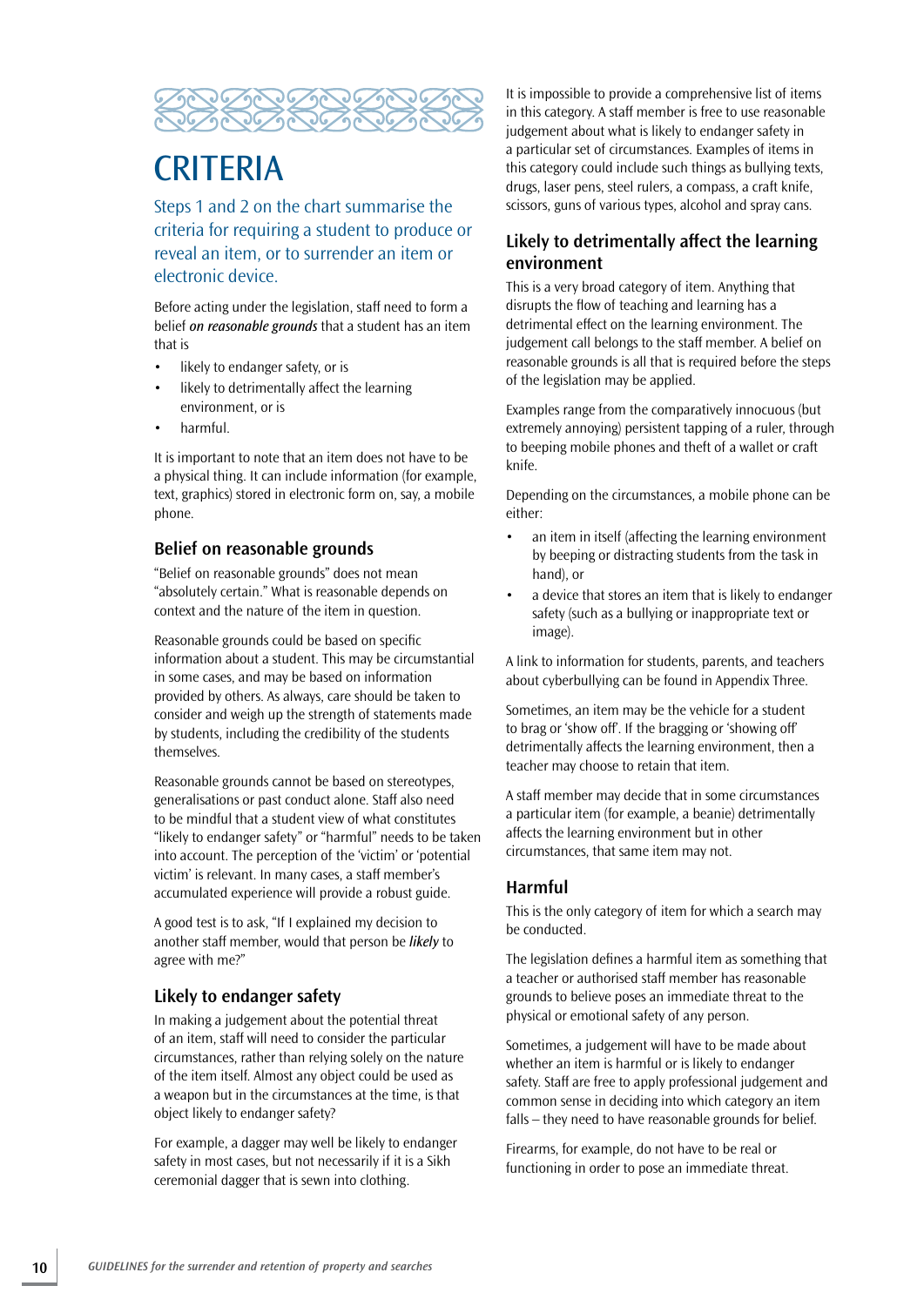# CRITERIA

Steps 1 and 2 on the chart summarise the criteria for requiring a student to produce or reveal an item, or to surrender an item or electronic device.

Before acting under the legislation, staff need to form a belief ***on reasonable grounds*** that a student has an item that is

- likely to endanger safety, or is
- likely to detrimentally affect the learning environment, or is
- harmful.

It is important to note that an item does not have to be a physical thing. It can include information (for example, text, graphics) stored in electronic form on, say, a mobile phone.

## Belief on reasonable grounds

"Belief on reasonable grounds" does not mean "absolutely certain." What is reasonable depends on context and the nature of the item in question.

Reasonable grounds could be based on specific information about a student. This may be circumstantial in some cases, and may be based on information provided by others. As always, care should be taken to consider and weigh up the strength of statements made by students, including the credibility of the students themselves.

Reasonable grounds cannot be based on stereotypes, generalisations or past conduct alone. Staff also need to be mindful that a student view of what constitutes "likely to endanger safety" or "harmful" needs to be taken into account. The perception of the 'victim' or 'potential victim' is relevant. In many cases, a staff member's accumulated experience will provide a robust guide.

A good test is to ask, "If I explained my decision to another staff member, would that person be *likely* to agree with me?"

## Likely to endanger safety

In making a judgement about the potential threat of an item, staff will need to consider the particular circumstances, rather than relying solely on the nature of the item itself. Almost any object could be used as a weapon but in the circumstances at the time, is that object likely to endanger safety?

For example, a dagger may well be likely to endanger safety in most cases, but not necessarily if it is a Sikh ceremonial dagger that is sewn into clothing.

It is impossible to provide a comprehensive list of items in this category. A staff member is free to use reasonable judgement about what is likely to endanger safety in a particular set of circumstances. Examples of items in this category could include such things as bullying texts, drugs, laser pens, steel rulers, a compass, a craft knife, scissors, guns of various types, alcohol and spray cans.

## Likely to detrimentally affect the learning environment

This is a very broad category of item. Anything that disrupts the flow of teaching and learning has a detrimental effect on the learning environment. The judgement call belongs to the staff member. A belief on reasonable grounds is all that is required before the steps of the legislation may be applied.

Examples range from the comparatively innocuous (but extremely annoying) persistent tapping of a ruler, through to beeping mobile phones and theft of a wallet or craft knife.

Depending on the circumstances, a mobile phone can be either:

- an item in itself (affecting the learning environment by beeping or distracting students from the task in hand), or
- a device that stores an item that is likely to endanger safety (such as a bullying or inappropriate text or image).

A link to information for students, parents, and teachers about cyberbullying can be found in Appendix Three.

Sometimes, an item may be the vehicle for a student to brag or 'show off'. If the bragging or 'showing off' detrimentally affects the learning environment, then a teacher may choose to retain that item.

A staff member may decide that in some circumstances a particular item (for example, a beanie) detrimentally affects the learning environment but in other circumstances, that same item may not.

## Harmful

This is the only category of item for which a search may be conducted.

The legislation defines a harmful item as something that a teacher or authorised staff member has reasonable grounds to believe poses an immediate threat to the physical or emotional safety of any person.

Sometimes, a judgement will have to be made about whether an item is harmful or is likely to endanger safety. Staff are free to apply professional judgement and common sense in deciding into which category an item falls – they need to have reasonable grounds for belief.

Firearms, for example, do not have to be real or functioning in order to pose an immediate threat.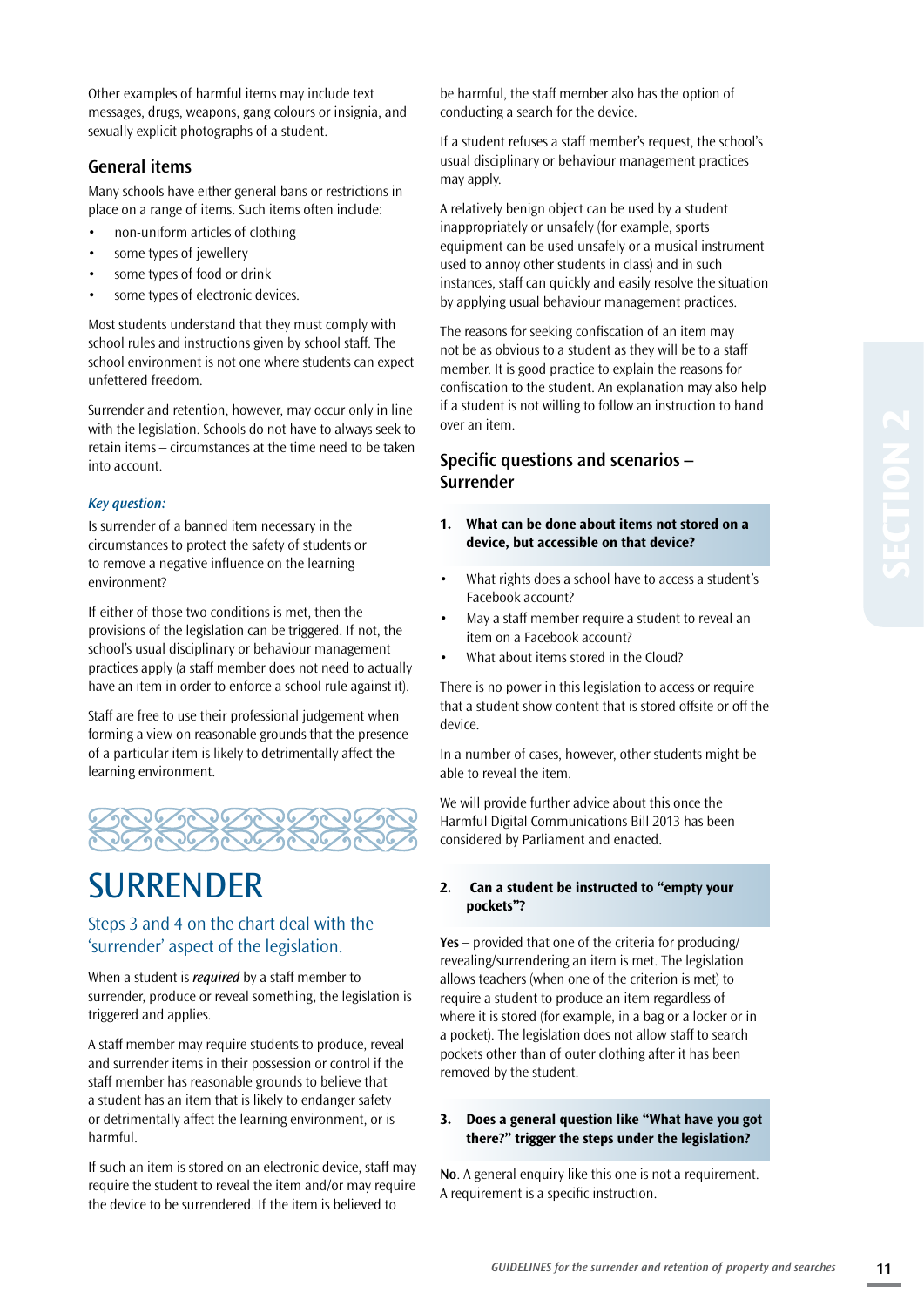Other examples of harmful items may include text messages, drugs, weapons, gang colours or insignia, and sexually explicit photographs of a student.

### General items

Many schools have either general bans or restrictions in place on a range of items. Such items often include:

- non-uniform articles of clothing
- some types of jewellery
- some types of food or drink
- some types of electronic devices.

Most students understand that they must comply with school rules and instructions given by school staff. The school environment is not one where students can expect unfettered freedom.

Surrender and retention, however, may occur only in line with the legislation. Schools do not have to always seek to retain items – circumstances at the time need to be taken into account.

***Key question:***

Is surrender of a banned item necessary in the circumstances to protect the safety of students or to remove a negative influence on the learning environment?

If either of those two conditions is met, then the provisions of the legislation can be triggered. If not, the school's usual disciplinary or behaviour management practices apply (a staff member does not need to actually have an item in order to enforce a school rule against it).

Staff are free to use their professional judgement when forming a view on reasonable grounds that the presence of a particular item is likely to detrimentally affect the learning environment.

# SURRENDER

## Steps 3 and 4 on the chart deal with the 'surrender' aspect of the legislation.

When a student is *required* by a staff member to surrender, produce or reveal something, the legislation is triggered and applies.

A staff member may require students to produce, reveal and surrender items in their possession or control if the staff member has reasonable grounds to believe that a student has an item that is likely to endanger safety or detrimentally affect the learning environment, or is harmful.

If such an item is stored on an electronic device, staff may require the student to reveal the item and/or may require the device to be surrendered. If the item is believed to be harmful, the staff member also has the option of conducting a search for the device.

If a student refuses a staff member's request, the school's usual disciplinary or behaviour management practices may apply.

A relatively benign object can be used by a student inappropriately or unsafely (for example, sports equipment can be used unsafely or a musical instrument used to annoy other students in class) and in such instances, staff can quickly and easily resolve the situation by applying usual behaviour management practices.

The reasons for seeking confiscation of an item may not be as obvious to a student as they will be to a staff member. It is good practice to explain the reasons for confiscation to the student. An explanation may also help if a student is not willing to follow an instruction to hand over an item.

### Specific questions and scenarios – Surrender

**1. What can be done about items not stored on a device, but accessible on that device?**

- What rights does a school have to access a student's Facebook account?
- May a staff member require a student to reveal an item on a Facebook account?
- What about items stored in the Cloud?

There is no power in this legislation to access or require that a student show content that is stored offsite or off the device.

In a number of cases, however, other students might be able to reveal the item.

We will provide further advice about this once the Harmful Digital Communications Bill 2013 has been considered by Parliament and enacted.

**2. Can a student be instructed to "empty your pockets"?**

**Yes** – provided that one of the criteria for producing/revealing/surrendering an item is met. The legislation allows teachers (when one of the criterion is met) to require a student to produce an item regardless of where it is stored (for example, in a bag or a locker or in a pocket). The legislation does not allow staff to search pockets other than of outer clothing after it has been removed by the student.

**3. Does a general question like "What have you got there?" trigger the steps under the legislation?**

**No**. A general enquiry like this one is not a requirement. A requirement is a specific instruction.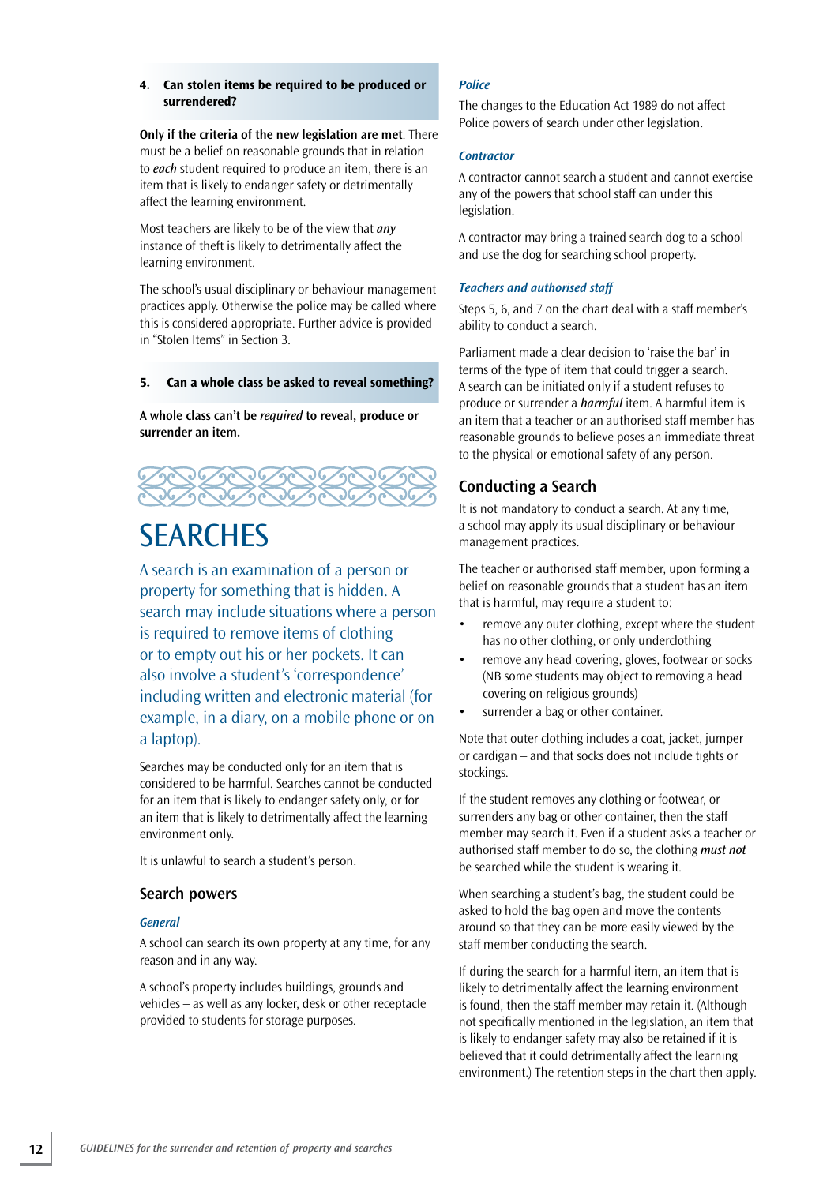### 4. Can stolen items be required to be produced or surrendered?

**Only if the criteria of the new legislation are met**. There must be a belief on reasonable grounds that in relation to ***each*** student required to produce an item, there is an item that is likely to endanger safety or detrimentally affect the learning environment.

Most teachers are likely to be of the view that ***any*** instance of theft is likely to detrimentally affect the learning environment.

The school's usual disciplinary or behaviour management practices apply. Otherwise the police may be called where this is considered appropriate. Further advice is provided in "Stolen Items" in Section 3.

### 5. Can a whole class be asked to reveal something?

**A whole class can't be *required* to reveal, produce or surrender an item.**

# SEARCHES

A search is an examination of a person or property for something that is hidden. A search may include situations where a person is required to remove items of clothing or to empty out his or her pockets. It can also involve a student's 'correspondence' including written and electronic material (for example, in a diary, on a mobile phone or on a laptop).

Searches may be conducted only for an item that is considered to be harmful. Searches cannot be conducted for an item that is likely to endanger safety only, or for an item that is likely to detrimentally affect the learning environment only.

It is unlawful to search a student's person.

## Search powers

### *General*

A school can search its own property at any time, for any reason and in any way.

A school's property includes buildings, grounds and vehicles – as well as any locker, desk or other receptacle provided to students for storage purposes.

### *Police*

The changes to the Education Act 1989 do not affect Police powers of search under other legislation.

### *Contractor*

A contractor cannot search a student and cannot exercise any of the powers that school staff can under this legislation.

A contractor may bring a trained search dog to a school and use the dog for searching school property.

### *Teachers and authorised staff*

Steps 5, 6, and 7 on the chart deal with a staff member's ability to conduct a search.

Parliament made a clear decision to 'raise the bar' in terms of the type of item that could trigger a search. A search can be initiated only if a student refuses to produce or surrender a ***harmful*** item. A harmful item is an item that a teacher or an authorised staff member has reasonable grounds to believe poses an immediate threat to the physical or emotional safety of any person.

## Conducting a Search

It is not mandatory to conduct a search. At any time, a school may apply its usual disciplinary or behaviour management practices.

The teacher or authorised staff member, upon forming a belief on reasonable grounds that a student has an item that is harmful, may require a student to:

- remove any outer clothing, except where the student has no other clothing, or only underclothing
- remove any head covering, gloves, footwear or socks (NB some students may object to removing a head covering on religious grounds)
- surrender a bag or other container.

Note that outer clothing includes a coat, jacket, jumper or cardigan – and that socks does not include tights or stockings.

If the student removes any clothing or footwear, or surrenders any bag or other container, then the staff member may search it. Even if a student asks a teacher or authorised staff member to do so, the clothing ***must not*** be searched while the student is wearing it.

When searching a student's bag, the student could be asked to hold the bag open and move the contents around so that they can be more easily viewed by the staff member conducting the search.

If during the search for a harmful item, an item that is likely to detrimentally affect the learning environment is found, then the staff member may retain it. (Although not specifically mentioned in the legislation, an item that is likely to endanger safety may also be retained if it is believed that it could detrimentally affect the learning environment.) The retention steps in the chart then apply.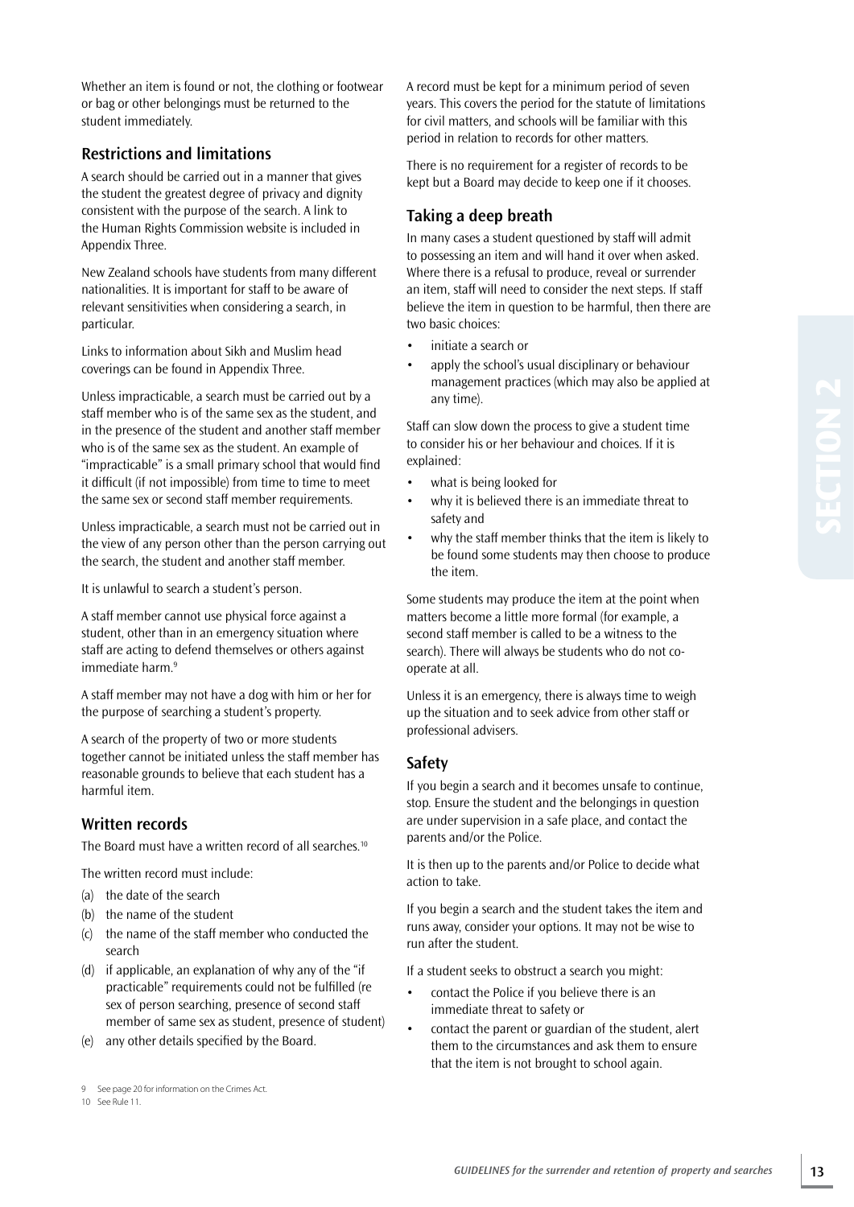Whether an item is found or not, the clothing or footwear or bag or other belongings must be returned to the student immediately.

## Restrictions and limitations

A search should be carried out in a manner that gives the student the greatest degree of privacy and dignity consistent with the purpose of the search. A link to the Human Rights Commission website is included in Appendix Three.

New Zealand schools have students from many different nationalities. It is important for staff to be aware of relevant sensitivities when considering a search, in particular.

Links to information about Sikh and Muslim head coverings can be found in Appendix Three.

Unless impracticable, a search must be carried out by a staff member who is of the same sex as the student, and in the presence of the student and another staff member who is of the same sex as the student. An example of "impracticable" is a small primary school that would find it difficult (if not impossible) from time to time to meet the same sex or second staff member requirements.

Unless impracticable, a search must not be carried out in the view of any person other than the person carrying out the search, the student and another staff member.

It is unlawful to search a student's person.

A staff member cannot use physical force against a student, other than in an emergency situation where staff are acting to defend themselves or others against immediate harm.[9]

A staff member may not have a dog with him or her for the purpose of searching a student's property.

A search of the property of two or more students together cannot be initiated unless the staff member has reasonable grounds to believe that each student has a harmful item.

## Written records

The Board must have a written record of all searches.[10]

The written record must include:

(a) the date of the search
(b) the name of the student
(c) the name of the staff member who conducted the search
(d) if applicable, an explanation of why any of the "if practicable" requirements could not be fulfilled (re sex of person searching, presence of second staff member of same sex as student, presence of student)
(e) any other details specified by the Board.

A record must be kept for a minimum period of seven years. This covers the period for the statute of limitations for civil matters, and schools will be familiar with this period in relation to records for other matters.

There is no requirement for a register of records to be kept but a Board may decide to keep one if it chooses.

## Taking a deep breath

In many cases a student questioned by staff will admit to possessing an item and will hand it over when asked. Where there is a refusal to produce, reveal or surrender an item, staff will need to consider the next steps. If staff believe the item in question to be harmful, then there are two basic choices:

- initiate a search or
- apply the school's usual disciplinary or behaviour management practices (which may also be applied at any time).

Staff can slow down the process to give a student time to consider his or her behaviour and choices. If it is explained:

- what is being looked for
- why it is believed there is an immediate threat to safety and
- why the staff member thinks that the item is likely to be found some students may then choose to produce the item.

Some students may produce the item at the point when matters become a little more formal (for example, a second staff member is called to be a witness to the search). There will always be students who do not co-operate at all.

Unless it is an emergency, there is always time to weigh up the situation and to seek advice from other staff or professional advisers.

## Safety

If you begin a search and it becomes unsafe to continue, stop. Ensure the student and the belongings in question are under supervision in a safe place, and contact the parents and/or the Police.

It is then up to the parents and/or Police to decide what action to take.

If you begin a search and the student takes the item and runs away, consider your options. It may not be wise to run after the student.

If a student seeks to obstruct a search you might:

- contact the Police if you believe there is an immediate threat to safety or
- contact the parent or guardian of the student, alert them to the circumstances and ask them to ensure that the item is not brought to school again.

9 See page 20 for information on the Crimes Act.

10 See Rule 11.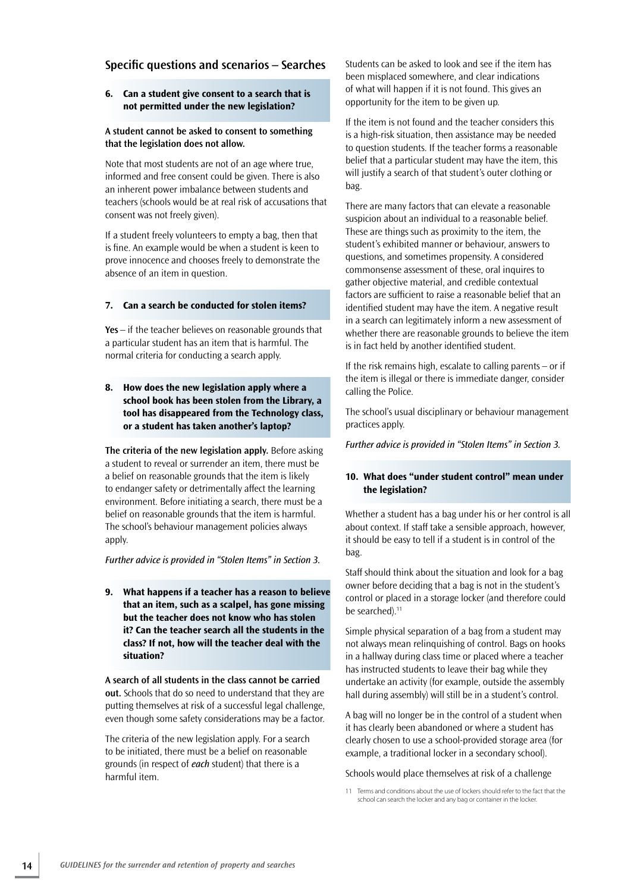## Specific questions and scenarios – Searches

### 6. Can a student give consent to a search that is not permitted under the new legislation?

**A student cannot be asked to consent to something that the legislation does not allow.**

Note that most students are not of an age where true, informed and free consent could be given. There is also an inherent power imbalance between students and teachers (schools would be at real risk of accusations that consent was not freely given).

If a student freely volunteers to empty a bag, then that is fine. An example would be when a student is keen to prove innocence and chooses freely to demonstrate the absence of an item in question.

### 7. Can a search be conducted for stolen items?

**Yes** – if the teacher believes on reasonable grounds that a particular student has an item that is harmful. The normal criteria for conducting a search apply.

### 8. How does the new legislation apply where a school book has been stolen from the Library, a tool has disappeared from the Technology class, or a student has taken another's laptop?

**The criteria of the new legislation apply.** Before asking a student to reveal or surrender an item, there must be a belief on reasonable grounds that the item is likely to endanger safety or detrimentally affect the learning environment. Before initiating a search, there must be a belief on reasonable grounds that the item is harmful. The school's behaviour management policies always apply.

*Further advice is provided in "Stolen Items" in Section 3.*

### 9. What happens if a teacher has a reason to believe that an item, such as a scalpel, has gone missing but the teacher does not know who has stolen it? Can the teacher search all the students in the class? If not, how will the teacher deal with the situation?

**A search of all students in the class cannot be carried out.** Schools that do so need to understand that they are putting themselves at risk of a successful legal challenge, even though some safety considerations may be a factor.

The criteria of the new legislation apply. For a search to be initiated, there must be a belief on reasonable grounds (in respect of *each* student) that there is a harmful item.

Students can be asked to look and see if the item has been misplaced somewhere, and clear indications of what will happen if it is not found. This gives an opportunity for the item to be given up.

If the item is not found and the teacher considers this is a high-risk situation, then assistance may be needed to question students. If the teacher forms a reasonable belief that a particular student may have the item, this will justify a search of that student's outer clothing or bag.

There are many factors that can elevate a reasonable suspicion about an individual to a reasonable belief. These are things such as proximity to the item, the student's exhibited manner or behaviour, answers to questions, and sometimes propensity. A considered commonsense assessment of these, oral inquires to gather objective material, and credible contextual factors are sufficient to raise a reasonable belief that an identified student may have the item. A negative result in a search can legitimately inform a new assessment of whether there are reasonable grounds to believe the item is in fact held by another identified student.

If the risk remains high, escalate to calling parents – or if the item is illegal or there is immediate danger, consider calling the Police.

The school's usual disciplinary or behaviour management practices apply.

*Further advice is provided in "Stolen Items" in Section 3.*

### 10. What does "under student control" mean under the legislation?

Whether a student has a bag under his or her control is all about context. If staff take a sensible approach, however, it should be easy to tell if a student is in control of the bag.

Staff should think about the situation and look for a bag owner before deciding that a bag is not in the student's control or placed in a storage locker (and therefore could be searched).[11]

Simple physical separation of a bag from a student may not always mean relinquishing of control. Bags on hooks in a hallway during class time or placed where a teacher has instructed students to leave their bag while they undertake an activity (for example, outside the assembly hall during assembly) will still be in a student's control.

A bag will no longer be in the control of a student when it has clearly been abandoned or where a student has clearly chosen to use a school-provided storage area (for example, a traditional locker in a secondary school).

Schools would place themselves at risk of a challenge

[11] Terms and conditions about the use of lockers should refer to the fact that the school can search the locker and any bag or container in the locker.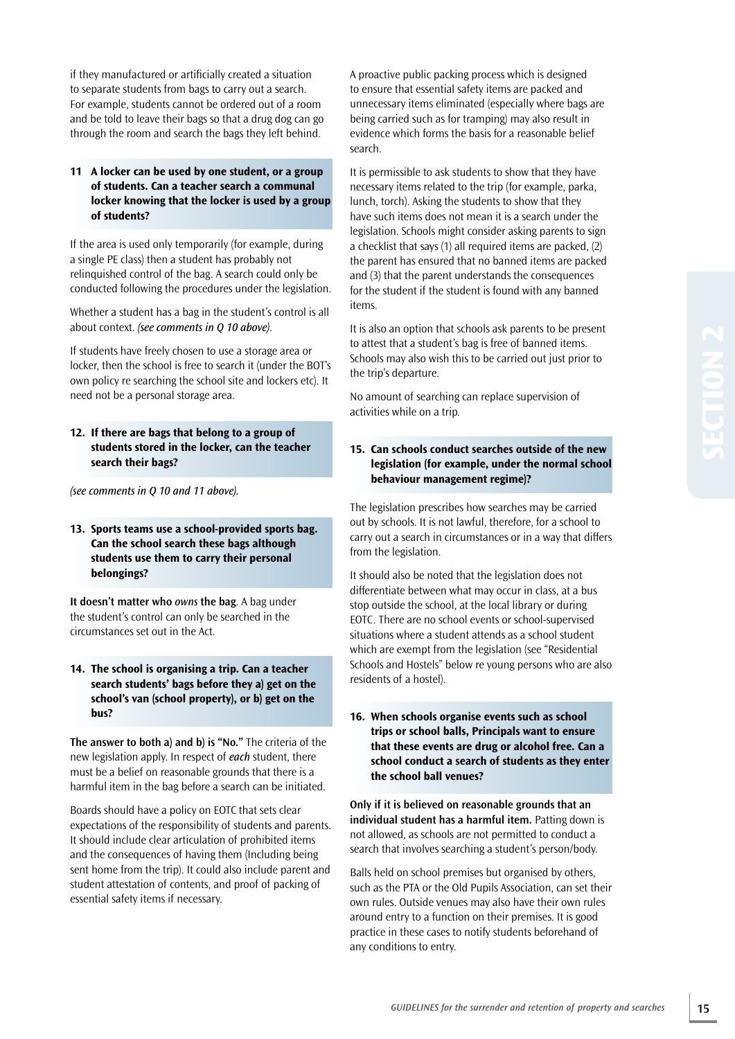if they manufactured or artificially created a situation to separate students from bags to carry out a search. For example, students cannot be ordered out of a room and be told to leave their bags so that a drug dog can go through the room and search the bags they left behind.

### 11 A locker can be used by one student, or a group of students. Can a teacher search a communal locker knowing that the locker is used by a group of students?

If the area is used only temporarily (for example, during a single PE class) then a student has probably not relinquished control of the bag. A search could only be conducted following the procedures under the legislation.

Whether a student has a bag in the student's control is all about context. *(see comments in Q 10 above)*.

If students have freely chosen to use a storage area or locker, then the school is free to search it (under the BOT's own policy re searching the school site and lockers etc). It need not be a personal storage area.

### 12. If there are bags that belong to a group of students stored in the locker, can the teacher search their bags?

*(see comments in Q 10 and 11 above)*.

### 13. Sports teams use a school-provided sports bag. Can the school search these bags although students use them to carry their personal belongings?

**It doesn't matter who *owns* the bag**. A bag under the student's control can only be searched in the circumstances set out in the Act.

### 14. The school is organising a trip. Can a teacher search students' bags before they a) get on the school's van (school property), or b) get on the bus?

**The answer to both a) and b) is "No."** The criteria of the new legislation apply. In respect of *each* student, there must be a belief on reasonable grounds that there is a harmful item in the bag before a search can be initiated.

Boards should have a policy on EOTC that sets clear expectations of the responsibility of students and parents. It should include clear articulation of prohibited items and the consequences of having them (Including being sent home from the trip). It could also include parent and student attestation of contents, and proof of packing of essential safety items if necessary.

A proactive public packing process which is designed to ensure that essential safety items are packed and unnecessary items eliminated (especially where bags are being carried such as for tramping) may also result in evidence which forms the basis for a reasonable belief search.

It is permissible to ask students to show that they have necessary items related to the trip (for example, parka, lunch, torch). Asking the students to show that they have such items does not mean it is a search under the legislation. Schools might consider asking parents to sign a checklist that says (1) all required items are packed, (2) the parent has ensured that no banned items are packed and (3) that the parent understands the consequences for the student if the student is found with any banned items.

It is also an option that schools ask parents to be present to attest that a student's bag is free of banned items. Schools may also wish this to be carried out just prior to the trip's departure.

No amount of searching can replace supervision of activities while on a trip.

### 15. Can schools conduct searches outside of the new legislation (for example, under the normal school behaviour management regime)?

The legislation prescribes how searches may be carried out by schools. It is not lawful, therefore, for a school to carry out a search in circumstances or in a way that differs from the legislation.

It should also be noted that the legislation does not differentiate between what may occur in class, at a bus stop outside the school, at the local library or during EOTC. There are no school events or school-supervised situations where a student attends as a school student which are exempt from the legislation (see "Residential Schools and Hostels" below re young persons who are also residents of a hostel).

### 16. When schools organise events such as school trips or school balls, Principals want to ensure that these events are drug or alcohol free. Can a school conduct a search of students as they enter the school ball venues?

**Only if it is believed on reasonable grounds that an individual student has a harmful item.** Patting down is not allowed, as schools are not permitted to conduct a search that involves searching a student's person/body.

Balls held on school premises but organised by others, such as the PTA or the Old Pupils Association, can set their own rules. Outside venues may also have their own rules around entry to a function on their premises. It is good practice in these cases to notify students beforehand of any conditions to entry.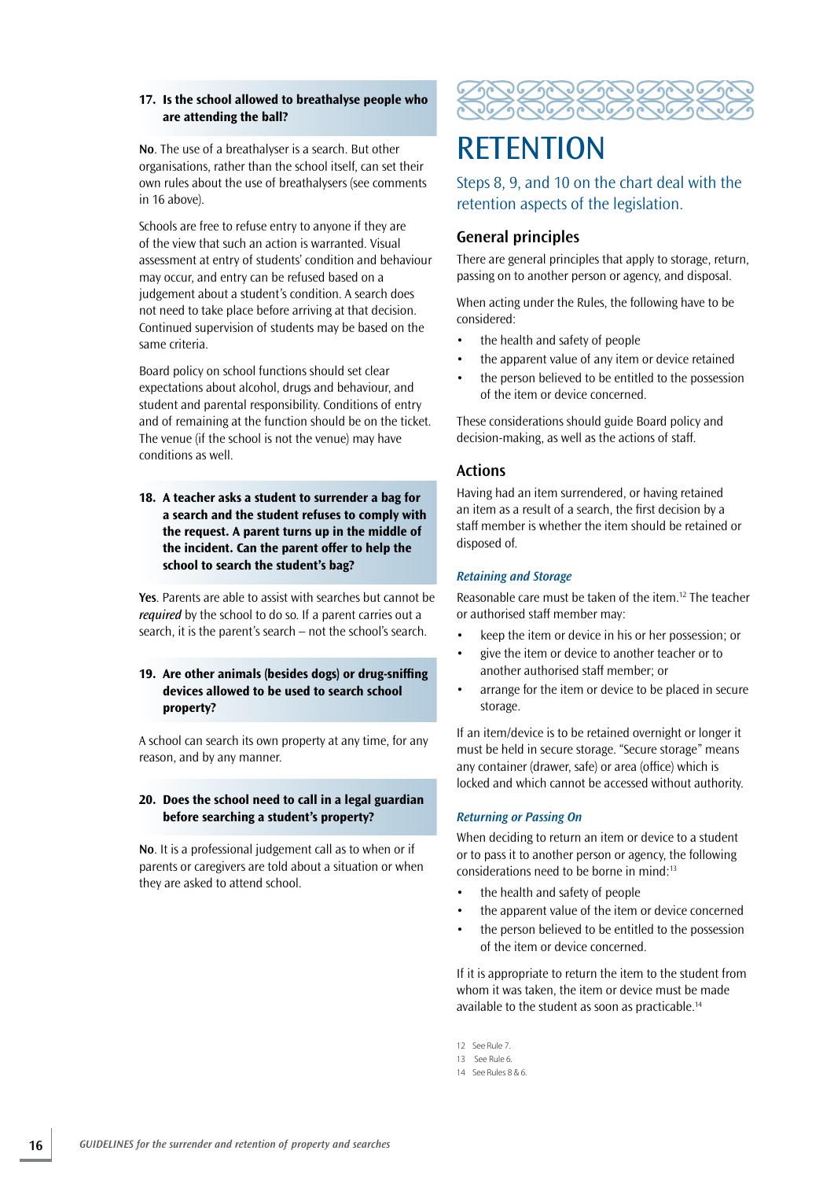### 17. Is the school allowed to breathalyse people who are attending the ball?

**No**. The use of a breathalyser is a search. But other organisations, rather than the school itself, can set their own rules about the use of breathalysers (see comments in 16 above).

Schools are free to refuse entry to anyone if they are of the view that such an action is warranted. Visual assessment at entry of students' condition and behaviour may occur, and entry can be refused based on a judgement about a student's condition. A search does not need to take place before arriving at that decision. Continued supervision of students may be based on the same criteria.

Board policy on school functions should set clear expectations about alcohol, drugs and behaviour, and student and parental responsibility. Conditions of entry and of remaining at the function should be on the ticket. The venue (if the school is not the venue) may have conditions as well.

### 18. A teacher asks a student to surrender a bag for a search and the student refuses to comply with the request. A parent turns up in the middle of the incident. Can the parent offer to help the school to search the student's bag?

**Yes**. Parents are able to assist with searches but cannot be *required* by the school to do so. If a parent carries out a search, it is the parent's search – not the school's search.

### 19. Are other animals (besides dogs) or drug-sniffing devices allowed to be used to search school property?

A school can search its own property at any time, for any reason, and by any manner.

### 20. Does the school need to call in a legal guardian before searching a student's property?

**No**. It is a professional judgement call as to when or if parents or caregivers are told about a situation or when they are asked to attend school.

# RETENTION

Steps 8, 9, and 10 on the chart deal with the retention aspects of the legislation.

## General principles

There are general principles that apply to storage, return, passing on to another person or agency, and disposal.

When acting under the Rules, the following have to be considered:

- the health and safety of people
- the apparent value of any item or device retained
- the person believed to be entitled to the possession of the item or device concerned.

These considerations should guide Board policy and decision-making, as well as the actions of staff.

## Actions

Having had an item surrendered, or having retained an item as a result of a search, the first decision by a staff member is whether the item should be retained or disposed of.

### *Retaining and Storage*

Reasonable care must be taken of the item.[12] The teacher or authorised staff member may:

- keep the item or device in his or her possession; or
- give the item or device to another teacher or to another authorised staff member; or
- arrange for the item or device to be placed in secure storage.

If an item/device is to be retained overnight or longer it must be held in secure storage. "Secure storage" means any container (drawer, safe) or area (office) which is locked and which cannot be accessed without authority.

### *Returning or Passing On*

When deciding to return an item or device to a student or to pass it to another person or agency, the following considerations need to be borne in mind:[13]

- the health and safety of people
- the apparent value of the item or device concerned
- the person believed to be entitled to the possession of the item or device concerned.

If it is appropriate to return the item to the student from whom it was taken, the item or device must be made available to the student as soon as practicable.[14]

12 See Rule 7.

13 See Rule 6.

14 See Rules 8 & 6.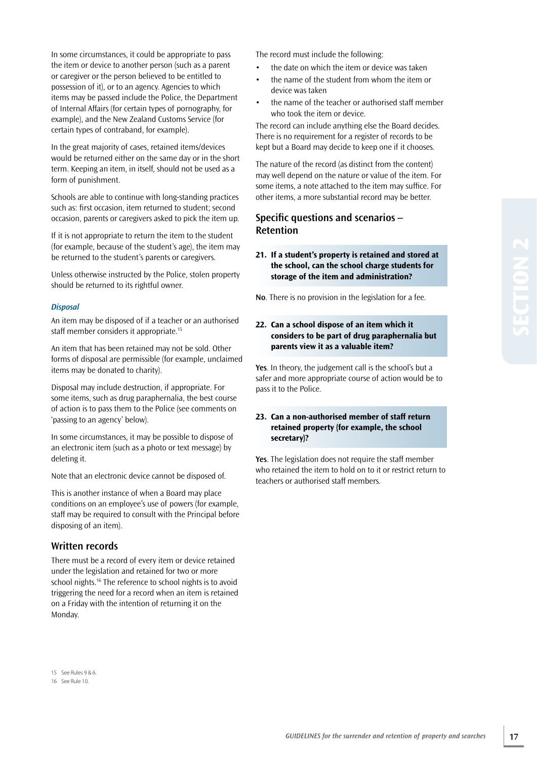In some circumstances, it could be appropriate to pass the item or device to another person (such as a parent or caregiver or the person believed to be entitled to possession of it), or to an agency. Agencies to which items may be passed include the Police, the Department of Internal Affairs (for certain types of pornography, for example), and the New Zealand Customs Service (for certain types of contraband, for example).

In the great majority of cases, retained items/devices would be returned either on the same day or in the short term. Keeping an item, in itself, should not be used as a form of punishment.

Schools are able to continue with long-standing practices such as: first occasion, item returned to student; second occasion, parents or caregivers asked to pick the item up.

If it is not appropriate to return the item to the student (for example, because of the student's age), the item may be returned to the student's parents or caregivers.

Unless otherwise instructed by the Police, stolen property should be returned to its rightful owner.

### *Disposal*

An item may be disposed of if a teacher or an authorised staff member considers it appropriate.[15]

An item that has been retained may not be sold. Other forms of disposal are permissible (for example, unclaimed items may be donated to charity).

Disposal may include destruction, if appropriate. For some items, such as drug paraphernalia, the best course of action is to pass them to the Police (see comments on 'passing to an agency' below).

In some circumstances, it may be possible to dispose of an electronic item (such as a photo or text message) by deleting it.

Note that an electronic device cannot be disposed of.

This is another instance of when a Board may place conditions on an employee's use of powers (for example, staff may be required to consult with the Principal before disposing of an item).

## Written records

There must be a record of every item or device retained under the legislation and retained for two or more school nights.[16] The reference to school nights is to avoid triggering the need for a record when an item is retained on a Friday with the intention of returning it on the Monday.

The record must include the following:

- the date on which the item or device was taken
- the name of the student from whom the item or device was taken
- the name of the teacher or authorised staff member who took the item or device.

The record can include anything else the Board decides. There is no requirement for a register of records to be kept but a Board may decide to keep one if it chooses.

The nature of the record (as distinct from the content) may well depend on the nature or value of the item. For some items, a note attached to the item may suffice. For other items, a more substantial record may be better.

## Specific questions and scenarios – Retention

**21. If a student's property is retained and stored at the school, can the school charge students for storage of the item and administration?**

**No**. There is no provision in the legislation for a fee.

**22. Can a school dispose of an item which it considers to be part of drug paraphernalia but parents view it as a valuable item?**

**Yes**. In theory, the judgement call is the school's but a safer and more appropriate course of action would be to pass it to the Police.

**23. Can a non-authorised member of staff return retained property (for example, the school secretary)?**

**Yes**. The legislation does not require the staff member who retained the item to hold on to it or restrict return to teachers or authorised staff members.

---

15 See Rules 9 & 6.

16 See Rule 10.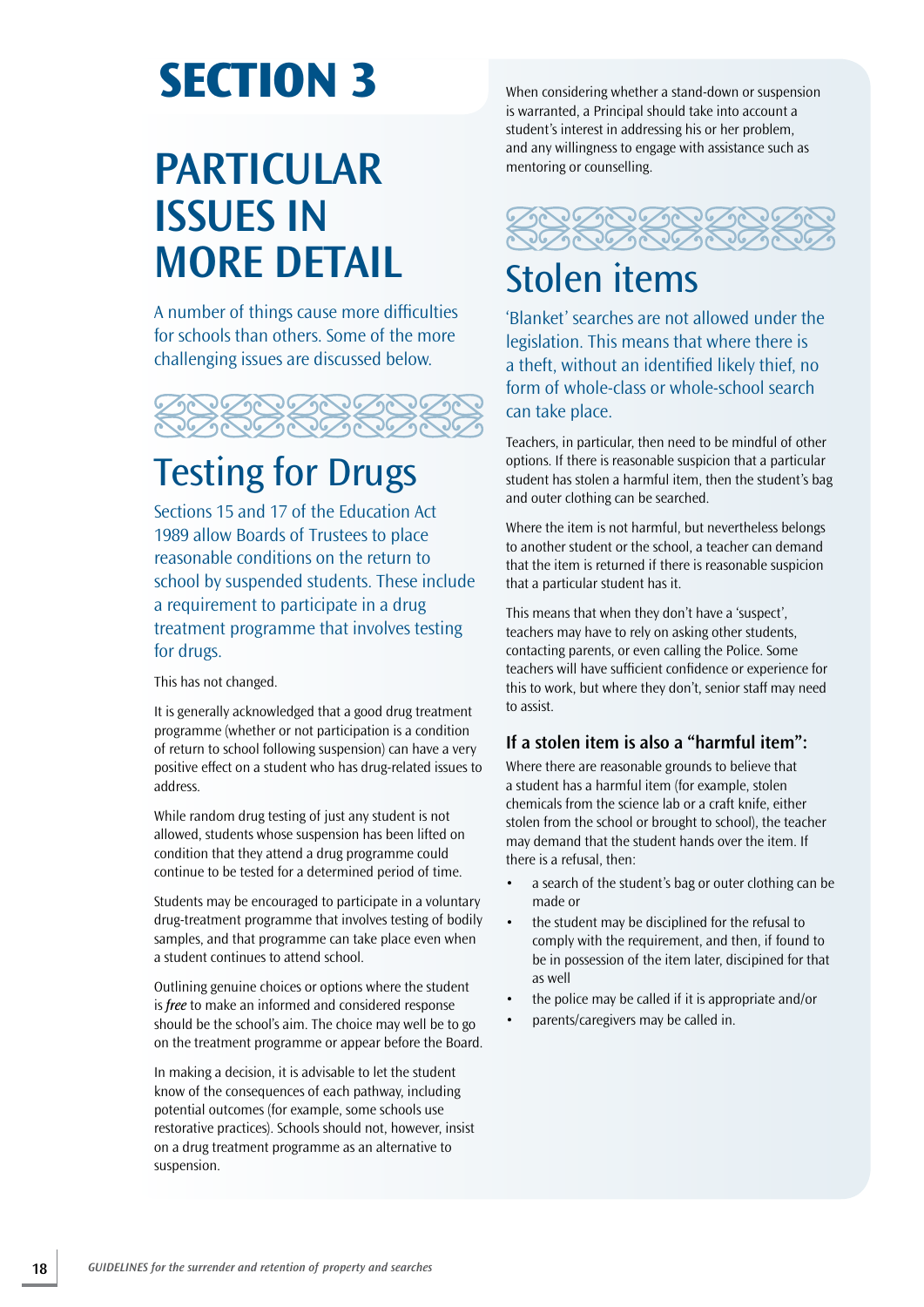# SECTION 3

# PARTICULAR ISSUES IN MORE DETAIL

A number of things cause more difficulties for schools than others. Some of the more challenging issues are discussed below.

## Testing for Drugs

Sections 15 and 17 of the Education Act 1989 allow Boards of Trustees to place reasonable conditions on the return to school by suspended students. These include a requirement to participate in a drug treatment programme that involves testing for drugs.

This has not changed.

It is generally acknowledged that a good drug treatment programme (whether or not participation is a condition of return to school following suspension) can have a very positive effect on a student who has drug-related issues to address.

While random drug testing of just any student is not allowed, students whose suspension has been lifted on condition that they attend a drug programme could continue to be tested for a determined period of time.

Students may be encouraged to participate in a voluntary drug-treatment programme that involves testing of bodily samples, and that programme can take place even when a student continues to attend school.

Outlining genuine choices or options where the student is *free* to make an informed and considered response should be the school's aim. The choice may well be to go on the treatment programme or appear before the Board.

In making a decision, it is advisable to let the student know of the consequences of each pathway, including potential outcomes (for example, some schools use restorative practices). Schools should not, however, insist on a drug treatment programme as an alternative to suspension.

When considering whether a stand-down or suspension is warranted, a Principal should take into account a student's interest in addressing his or her problem, and any willingness to engage with assistance such as mentoring or counselling.

## Stolen items

'Blanket' searches are not allowed under the legislation. This means that where there is a theft, without an identified likely thief, no form of whole-class or whole-school search can take place.

Teachers, in particular, then need to be mindful of other options. If there is reasonable suspicion that a particular student has stolen a harmful item, then the student's bag and outer clothing can be searched.

Where the item is not harmful, but nevertheless belongs to another student or the school, a teacher can demand that the item is returned if there is reasonable suspicion that a particular student has it.

This means that when they don't have a 'suspect', teachers may have to rely on asking other students, contacting parents, or even calling the Police. Some teachers will have sufficient confidence or experience for this to work, but where they don't, senior staff may need to assist.

### If a stolen item is also a "harmful item":

Where there are reasonable grounds to believe that a student has a harmful item (for example, stolen chemicals from the science lab or a craft knife, either stolen from the school or brought to school), the teacher may demand that the student hands over the item. If there is a refusal, then:

- a search of the student's bag or outer clothing can be made or
- the student may be disciplined for the refusal to comply with the requirement, and then, if found to be in possession of the item later, disciplined for that as well
- the police may be called if it is appropriate and/or
- parents/caregivers may be called in.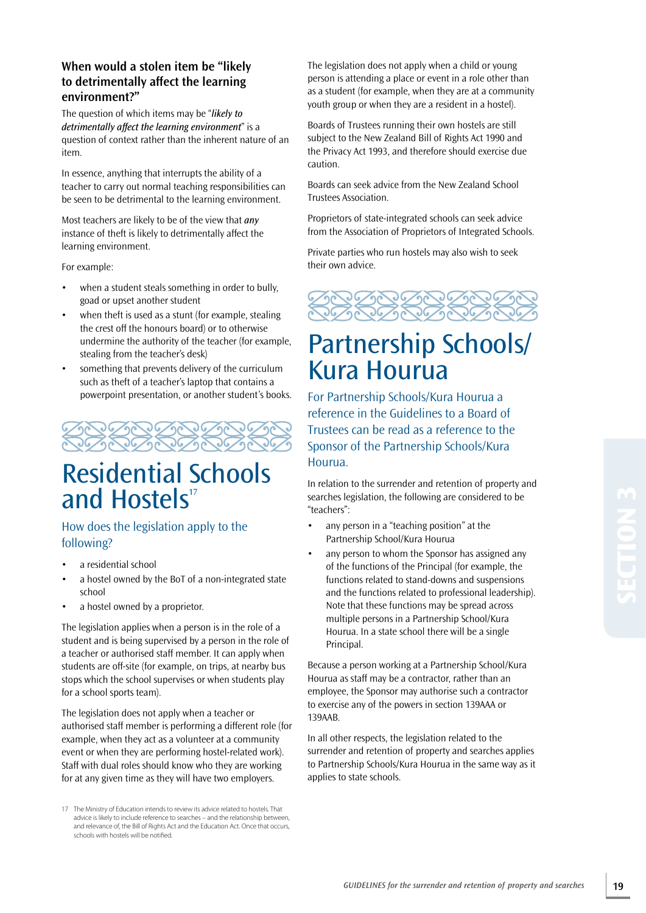### When would a stolen item be "likely to detrimentally affect the learning environment?"

The question of which items may be "*likely to detrimentally affect the learning environment*" is a question of context rather than the inherent nature of an item.

In essence, anything that interrupts the ability of a teacher to carry out normal teaching responsibilities can be seen to be detrimental to the learning environment.

Most teachers are likely to be of the view that ***any*** instance of theft is likely to detrimentally affect the learning environment.

For example:

- when a student steals something in order to bully, goad or upset another student
- when theft is used as a stunt (for example, stealing the crest off the honours board) or to otherwise undermine the authority of the teacher (for example, stealing from the teacher's desk)
- something that prevents delivery of the curriculum such as theft of a teacher's laptop that contains a powerpoint presentation, or another student's books.

# Residential Schools and Hostels[17]

## How does the legislation apply to the following?

- a residential school
- a hostel owned by the BoT of a non-integrated state school
- a hostel owned by a proprietor.

The legislation applies when a person is in the role of a student and is being supervised by a person in the role of a teacher or authorised staff member. It can apply when students are off-site (for example, on trips, at nearby bus stops which the school supervises or when students play for a school sports team).

The legislation does not apply when a teacher or authorised staff member is performing a different role (for example, when they act as a volunteer at a community event or when they are performing hostel-related work). Staff with dual roles should know who they are working for at any given time as they will have two employers.

The legislation does not apply when a child or young person is attending a place or event in a role other than as a student (for example, when they are at a community youth group or when they are a resident in a hostel).

Boards of Trustees running their own hostels are still subject to the New Zealand Bill of Rights Act 1990 and the Privacy Act 1993, and therefore should exercise due caution.

Boards can seek advice from the New Zealand School Trustees Association.

Proprietors of state-integrated schools can seek advice from the Association of Proprietors of Integrated Schools.

Private parties who run hostels may also wish to seek their own advice.

[17] The Ministry of Education intends to review its advice related to hostels. That advice is likely to include reference to searches – and the relationship between, and relevance of, the Bill of Rights Act and the Education Act. Once that occurs, schools with hostels will be notified.

# Partnership Schools/ Kura Hourua

For Partnership Schools/Kura Hourua a reference in the Guidelines to a Board of Trustees can be read as a reference to the Sponsor of the Partnership Schools/Kura Hourua.

In relation to the surrender and retention of property and searches legislation, the following are considered to be "teachers":

- any person in a "teaching position" at the Partnership School/Kura Hourua
- any person to whom the Sponsor has assigned any of the functions of the Principal (for example, the functions related to stand-downs and suspensions and the functions related to professional leadership). Note that these functions may be spread across multiple persons in a Partnership School/Kura Hourua. In a state school there will be a single Principal.

Because a person working at a Partnership School/Kura Hourua as staff may be a contractor, rather than an employee, the Sponsor may authorise such a contractor to exercise any of the powers in section 139AAA or 139AAB.

In all other respects, the legislation related to the surrender and retention of property and searches applies to Partnership Schools/Kura Hourua in the same way as it applies to state schools.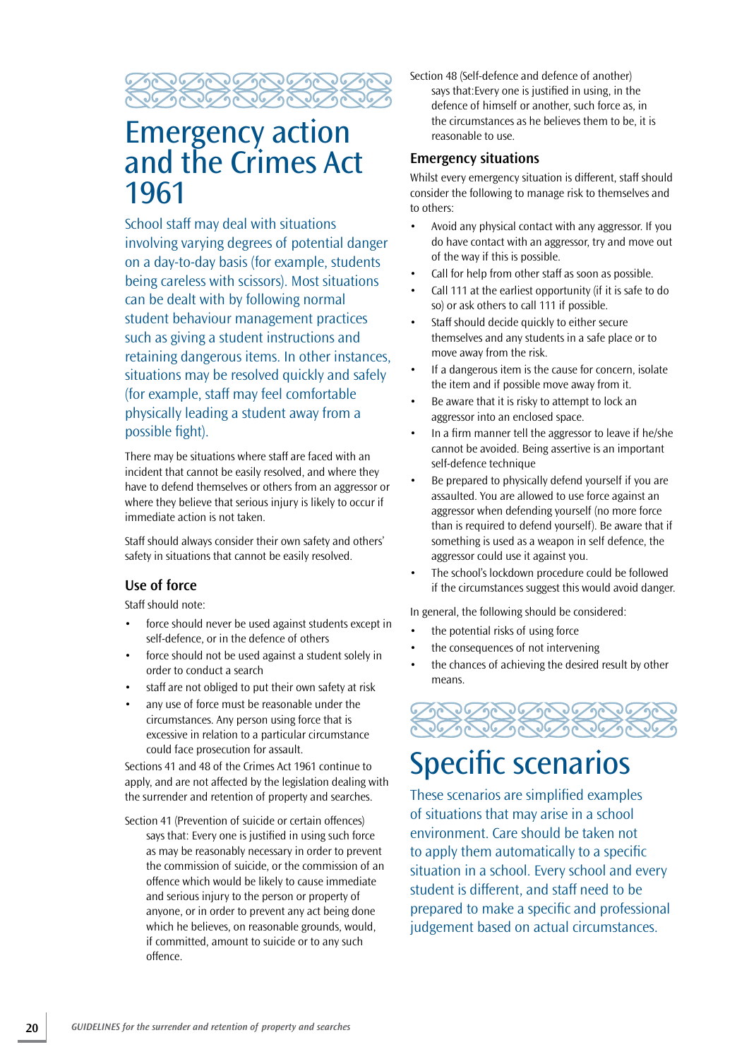# Emergency action and the Crimes Act 1961

School staff may deal with situations involving varying degrees of potential danger on a day-to-day basis (for example, students being careless with scissors). Most situations can be dealt with by following normal student behaviour management practices such as giving a student instructions and retaining dangerous items. In other instances, situations may be resolved quickly and safely (for example, staff may feel comfortable physically leading a student away from a possible fight).

There may be situations where staff are faced with an incident that cannot be easily resolved, and where they have to defend themselves or others from an aggressor or where they believe that serious injury is likely to occur if immediate action is not taken.

Staff should always consider their own safety and others' safety in situations that cannot be easily resolved.

### Use of force

Staff should note:

- force should never be used against students except in self-defence, or in the defence of others
- force should not be used against a student solely in order to conduct a search
- staff are not obliged to put their own safety at risk
- any use of force must be reasonable under the circumstances. Any person using force that is excessive in relation to a particular circumstance could face prosecution for assault.

Sections 41 and 48 of the Crimes Act 1961 continue to apply, and are not affected by the legislation dealing with the surrender and retention of property and searches.

Section 41 (Prevention of suicide or certain offences) says that: Every one is justified in using such force as may be reasonably necessary in order to prevent the commission of suicide, or the commission of an offence which would be likely to cause immediate and serious injury to the person or property of anyone, or in order to prevent any act being done which he believes, on reasonable grounds, would, if committed, amount to suicide or to any such offence.

Section 48 (Self-defence and defence of another) says that:Every one is justified in using, in the defence of himself or another, such force as, in the circumstances as he believes them to be, it is reasonable to use.

### Emergency situations

Whilst every emergency situation is different, staff should consider the following to manage risk to themselves and to others:

- Avoid any physical contact with any aggressor. If you do have contact with an aggressor, try and move out of the way if this is possible.
- Call for help from other staff as soon as possible.
- Call 111 at the earliest opportunity (if it is safe to do so) or ask others to call 111 if possible.
- Staff should decide quickly to either secure themselves and any students in a safe place or to move away from the risk.
- If a dangerous item is the cause for concern, isolate the item and if possible move away from it.
- Be aware that it is risky to attempt to lock an aggressor into an enclosed space.
- In a firm manner tell the aggressor to leave if he/she cannot be avoided. Being assertive is an important self-defence technique
- Be prepared to physically defend yourself if you are assaulted. You are allowed to use force against an aggressor when defending yourself (no more force than is required to defend yourself). Be aware that if something is used as a weapon in self defence, the aggressor could use it against you.
- The school's lockdown procedure could be followed if the circumstances suggest this would avoid danger.

In general, the following should be considered:

- the potential risks of using force
- the consequences of not intervening
- the chances of achieving the desired result by other means.

# Specific scenarios

These scenarios are simplified examples of situations that may arise in a school environment. Care should be taken not to apply them automatically to a specific situation in a school. Every school and every student is different, and staff need to be prepared to make a specific and professional judgement based on actual circumstances.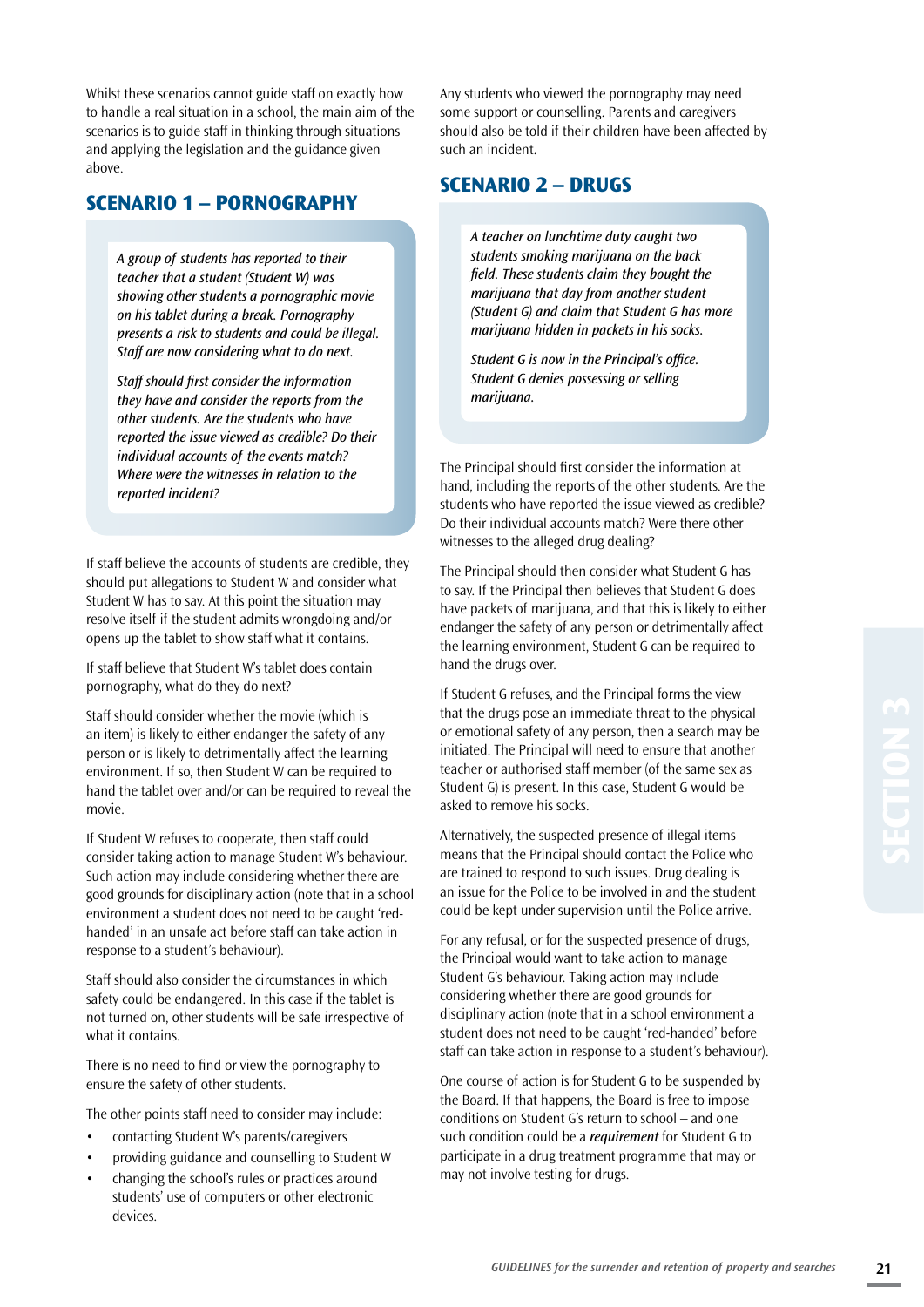Whilst these scenarios cannot guide staff on exactly how to handle a real situation in a school, the main aim of the scenarios is to guide staff in thinking through situations and applying the legislation and the guidance given above.

## SCENARIO 1 – PORNOGRAPHY

*A group of students has reported to their teacher that a student (Student W) was showing other students a pornographic movie on his tablet during a break. Pornography presents a risk to students and could be illegal. Staff are now considering what to do next.*

*Staff should first consider the information they have and consider the reports from the other students. Are the students who have reported the issue viewed as credible? Do their individual accounts of the events match? Where were the witnesses in relation to the reported incident?*

If staff believe the accounts of students are credible, they should put allegations to Student W and consider what Student W has to say. At this point the situation may resolve itself if the student admits wrongdoing and/or opens up the tablet to show staff what it contains.

If staff believe that Student W's tablet does contain pornography, what do they do next?

Staff should consider whether the movie (which is an item) is likely to either endanger the safety of any person or is likely to detrimentally affect the learning environment. If so, then Student W can be required to hand the tablet over and/or can be required to reveal the movie.

If Student W refuses to cooperate, then staff could consider taking action to manage Student W's behaviour. Such action may include considering whether there are good grounds for disciplinary action (note that in a school environment a student does not need to be caught 'red-handed' in an unsafe act before staff can take action in response to a student's behaviour).

Staff should also consider the circumstances in which safety could be endangered. In this case if the tablet is not turned on, other students will be safe irrespective of what it contains.

There is no need to find or view the pornography to ensure the safety of other students.

The other points staff need to consider may include:

- contacting Student W's parents/caregivers
- providing guidance and counselling to Student W
- changing the school's rules or practices around students' use of computers or other electronic devices.

Any students who viewed the pornography may need some support or counselling. Parents and caregivers should also be told if their children have been affected by such an incident.

## SCENARIO 2 – DRUGS

*A teacher on lunchtime duty caught two students smoking marijuana on the back field. These students claim they bought the marijuana that day from another student (Student G) and claim that Student G has more marijuana hidden in packets in his socks.*

*Student G is now in the Principal's office. Student G denies possessing or selling marijuana.*

The Principal should first consider the information at hand, including the reports of the other students. Are the students who have reported the issue viewed as credible? Do their individual accounts match? Were there other witnesses to the alleged drug dealing?

The Principal should then consider what Student G has to say. If the Principal then believes that Student G does have packets of marijuana, and that this is likely to either endanger the safety of any person or detrimentally affect the learning environment, Student G can be required to hand the drugs over.

If Student G refuses, and the Principal forms the view that the drugs pose an immediate threat to the physical or emotional safety of any person, then a search may be initiated. The Principal will need to ensure that another teacher or authorised staff member (of the same sex as Student G) is present. In this case, Student G would be asked to remove his socks.

Alternatively, the suspected presence of illegal items means that the Principal should contact the Police who are trained to respond to such issues. Drug dealing is an issue for the Police to be involved in and the student could be kept under supervision until the Police arrive.

For any refusal, or for the suspected presence of drugs, the Principal would want to take action to manage Student G's behaviour. Taking action may include considering whether there are good grounds for disciplinary action (note that in a school environment a student does not need to be caught 'red-handed' before staff can take action in response to a student's behaviour).

One course of action is for Student G to be suspended by the Board. If that happens, the Board is free to impose conditions on Student G's return to school – and one such condition could be a *requirement* for Student G to participate in a drug treatment programme that may or may not involve testing for drugs.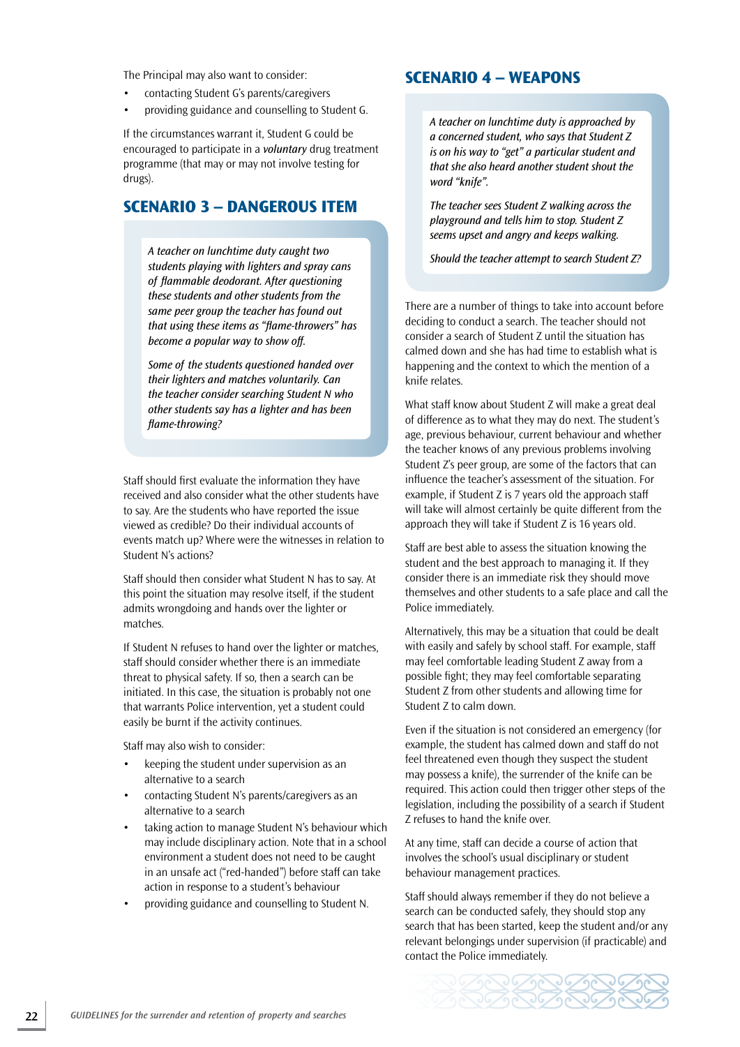The Principal may also want to consider:

- contacting Student G's parents/caregivers
- providing guidance and counselling to Student G.

If the circumstances warrant it, Student G could be encouraged to participate in a *voluntary* drug treatment programme (that may or may not involve testing for drugs).

## SCENARIO 3 – DANGEROUS ITEM

*A teacher on lunchtime duty caught two students playing with lighters and spray cans of flammable deodorant. After questioning these students and other students from the same peer group the teacher has found out that using these items as "flame-throwers" has become a popular way to show off.*

*Some of the students questioned handed over their lighters and matches voluntarily. Can the teacher consider searching Student N who other students say has a lighter and has been flame-throwing?*

Staff should first evaluate the information they have received and also consider what the other students have to say. Are the students who have reported the issue viewed as credible? Do their individual accounts of events match up? Where were the witnesses in relation to Student N's actions?

Staff should then consider what Student N has to say. At this point the situation may resolve itself, if the student admits wrongdoing and hands over the lighter or matches.

If Student N refuses to hand over the lighter or matches, staff should consider whether there is an immediate threat to physical safety. If so, then a search can be initiated. In this case, the situation is probably not one that warrants Police intervention, yet a student could easily be burnt if the activity continues.

Staff may also wish to consider:

- keeping the student under supervision as an alternative to a search
- contacting Student N's parents/caregivers as an alternative to a search
- taking action to manage Student N's behaviour which may include disciplinary action. Note that in a school environment a student does not need to be caught in an unsafe act ("red-handed") before staff can take action in response to a student's behaviour
- providing guidance and counselling to Student N.

## SCENARIO 4 – WEAPONS

*A teacher on lunchtime duty is approached by a concerned student, who says that Student Z is on his way to "get" a particular student and that she also heard another student shout the word "knife".*

*The teacher sees Student Z walking across the playground and tells him to stop. Student Z seems upset and angry and keeps walking.*

*Should the teacher attempt to search Student Z?*

There are a number of things to take into account before deciding to conduct a search. The teacher should not consider a search of Student Z until the situation has calmed down and she has had time to establish what is happening and the context to which the mention of a knife relates.

What staff know about Student Z will make a great deal of difference as to what they may do next. The student's age, previous behaviour, current behaviour and whether the teacher knows of any previous problems involving Student Z's peer group, are some of the factors that can influence the teacher's assessment of the situation. For example, if Student Z is 7 years old the approach staff will take will almost certainly be quite different from the approach they will take if Student Z is 16 years old.

Staff are best able to assess the situation knowing the student and the best approach to managing it. If they consider there is an immediate risk they should move themselves and other students to a safe place and call the Police immediately.

Alternatively, this may be a situation that could be dealt with easily and safely by school staff. For example, staff may feel comfortable leading Student Z away from a possible fight; they may feel comfortable separating Student Z from other students and allowing time for Student Z to calm down.

Even if the situation is not considered an emergency (for example, the student has calmed down and staff do not feel threatened even though they suspect the student may possess a knife), the surrender of the knife can be required. This action could then trigger other steps of the legislation, including the possibility of a search if Student Z refuses to hand the knife over.

At any time, staff can decide a course of action that involves the school's usual disciplinary or student behaviour management practices.

Staff should always remember if they do not believe a search can be conducted safely, they should stop any search that has been started, keep the student and/or any relevant belongings under supervision (if practicable) and contact the Police immediately.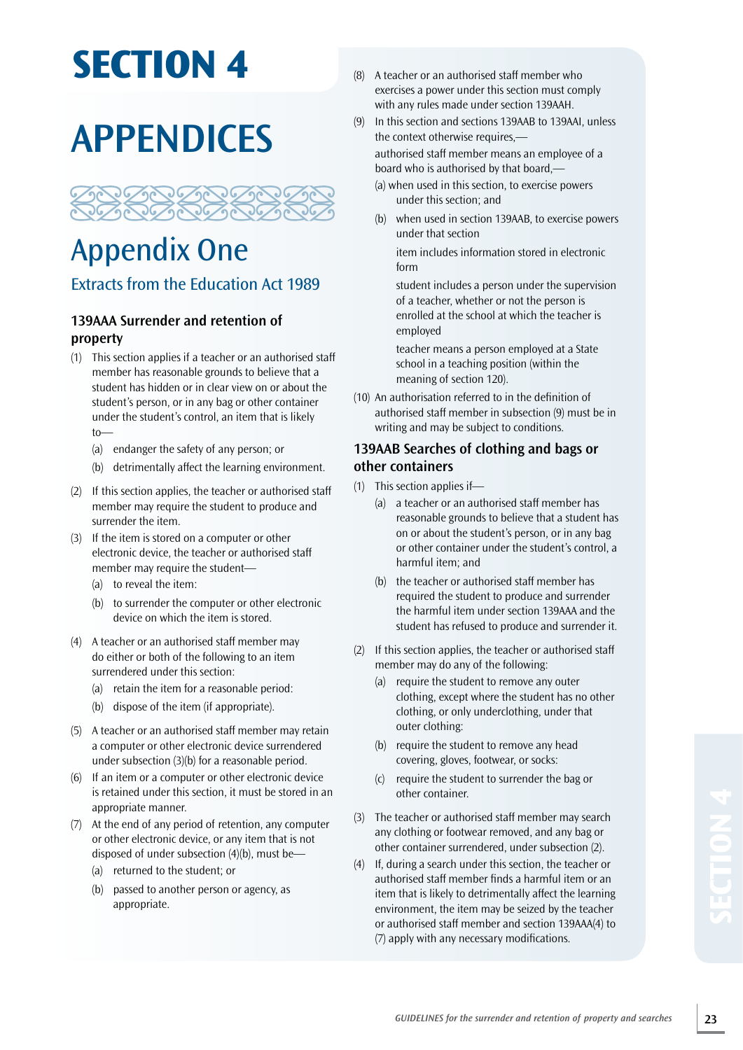# SECTION 4

# APPENDICES

## Appendix One

### Extracts from the Education Act 1989

#### 139AAA Surrender and retention of property

(1) This section applies if a teacher or an authorised staff member has reasonable grounds to believe that a student has hidden or in clear view on or about the student's person, or in any bag or other container under the student's control, an item that is likely to—

(a) endanger the safety of any person; or

(b) detrimentally affect the learning environment.

(2) If this section applies, the teacher or authorised staff member may require the student to produce and surrender the item.

(3) If the item is stored on a computer or other electronic device, the teacher or authorised staff member may require the student—

(a) to reveal the item:

(b) to surrender the computer or other electronic device on which the item is stored.

(4) A teacher or an authorised staff member may do either or both of the following to an item surrendered under this section:

(a) retain the item for a reasonable period:

(b) dispose of the item (if appropriate).

(5) A teacher or an authorised staff member may retain a computer or other electronic device surrendered under subsection (3)(b) for a reasonable period.

(6) If an item or a computer or other electronic device is retained under this section, it must be stored in an appropriate manner.

(7) At the end of any period of retention, any computer or other electronic device, or any item that is not disposed of under subsection (4)(b), must be—

(a) returned to the student; or

(b) passed to another person or agency, as appropriate.

(8) A teacher or an authorised staff member who exercises a power under this section must comply with any rules made under section 139AAH.

(9) In this section and sections 139AAB to 139AAI, unless the context otherwise requires,—

authorised staff member means an employee of a board who is authorised by that board,—

(a) when used in this section, to exercise powers under this section; and

(b) when used in section 139AAB, to exercise powers under that section

item includes information stored in electronic form

student includes a person under the supervision of a teacher, whether or not the person is enrolled at the school at which the teacher is employed

teacher means a person employed at a State school in a teaching position (within the meaning of section 120).

(10) An authorisation referred to in the definition of authorised staff member in subsection (9) must be in writing and may be subject to conditions.

#### 139AAB Searches of clothing and bags or other containers

(1) This section applies if—

(a) a teacher or an authorised staff member has reasonable grounds to believe that a student has on or about the student's person, or in any bag or other container under the student's control, a harmful item; and

(b) the teacher or authorised staff member has required the student to produce and surrender the harmful item under section 139AAA and the student has refused to produce and surrender it.

(2) If this section applies, the teacher or authorised staff member may do any of the following:

(a) require the student to remove any outer clothing, except where the student has no other clothing, or only underclothing, under that outer clothing:

(b) require the student to remove any head covering, gloves, footwear, or socks:

(c) require the student to surrender the bag or other container.

(3) The teacher or authorised staff member may search any clothing or footwear removed, and any bag or other container surrendered, under subsection (2).

(4) If, during a search under this section, the teacher or authorised staff member finds a harmful item or an item that is likely to detrimentally affect the learning environment, the item may be seized by the teacher or authorised staff member and section 139AAA(4) to (7) apply with any necessary modifications.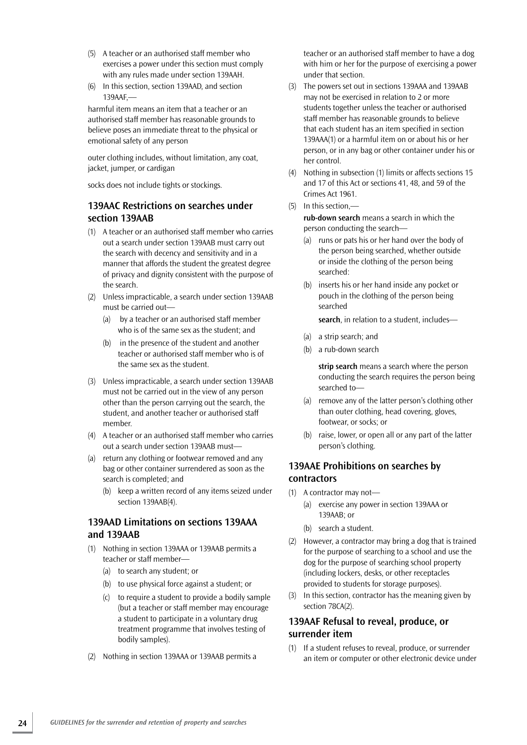(5) A teacher or an authorised staff member who exercises a power under this section must comply with any rules made under section 139AAH.

(6) In this section, section 139AAD, and section 139AAF,—

harmful item means an item that a teacher or an authorised staff member has reasonable grounds to believe poses an immediate threat to the physical or emotional safety of any person

outer clothing includes, without limitation, any coat, jacket, jumper, or cardigan

socks does not include tights or stockings.

## 139AAC Restrictions on searches under section 139AAB

(1) A teacher or an authorised staff member who carries out a search under section 139AAB must carry out the search with decency and sensitivity and in a manner that affords the student the greatest degree of privacy and dignity consistent with the purpose of the search.

(2) Unless impracticable, a search under section 139AAB must be carried out—
   - (a) by a teacher or an authorised staff member who is of the same sex as the student; and
   - (b) in the presence of the student and another teacher or authorised staff member who is of the same sex as the student.

(3) Unless impracticable, a search under section 139AAB must not be carried out in the view of any person other than the person carrying out the search, the student, and another teacher or authorised staff member.

(4) A teacher or an authorised staff member who carries out a search under section 139AAB must—
   - (a) return any clothing or footwear removed and any bag or other container surrendered as soon as the search is completed; and
   - (b) keep a written record of any items seized under section 139AAB(4).

## 139AAD Limitations on sections 139AAA and 139AAB

(1) Nothing in section 139AAA or 139AAB permits a teacher or staff member—
   - (a) to search any student; or
   - (b) to use physical force against a student; or
   - (c) to require a student to provide a bodily sample (but a teacher or staff member may encourage a student to participate in a voluntary drug treatment programme that involves testing of bodily samples).

(2) Nothing in section 139AAA or 139AAB permits a teacher or an authorised staff member to have a dog with him or her for the purpose of exercising a power under that section.

(3) The powers set out in sections 139AAA and 139AAB may not be exercised in relation to 2 or more students together unless the teacher or authorised staff member has reasonable grounds to believe that each student has an item specified in section 139AAA(1) or a harmful item on or about his or her person, or in any bag or other container under his or her control.

(4) Nothing in subsection (1) limits or affects sections 15 and 17 of this Act or sections 41, 48, and 59 of the Crimes Act 1961.

(5) In this section,—

**rub-down search** means a search in which the person conducting the search—
   - (a) runs or pats his or her hand over the body of the person being searched, whether outside or inside the clothing of the person being searched:
   - (b) inserts his or her hand inside any pocket or pouch in the clothing of the person being searched

**search**, in relation to a student, includes—
   - (a) a strip search; and
   - (b) a rub-down search

**strip search** means a search where the person conducting the search requires the person being searched to—
   - (a) remove any of the latter person's clothing other than outer clothing, head covering, gloves, footwear, or socks; or
   - (b) raise, lower, or open all or any part of the latter person's clothing.

## 139AAE Prohibitions on searches by contractors

(1) A contractor may not—
   - (a) exercise any power in section 139AAA or 139AAB; or
   - (b) search a student.

(2) However, a contractor may bring a dog that is trained for the purpose of searching to a school and use the dog for the purpose of searching school property (including lockers, desks, or other receptacles provided to students for storage purposes).

(3) In this section, contractor has the meaning given by section 78CA(2).

## 139AAF Refusal to reveal, produce, or surrender item

(1) If a student refuses to reveal, produce, or surrender an item or computer or other electronic device under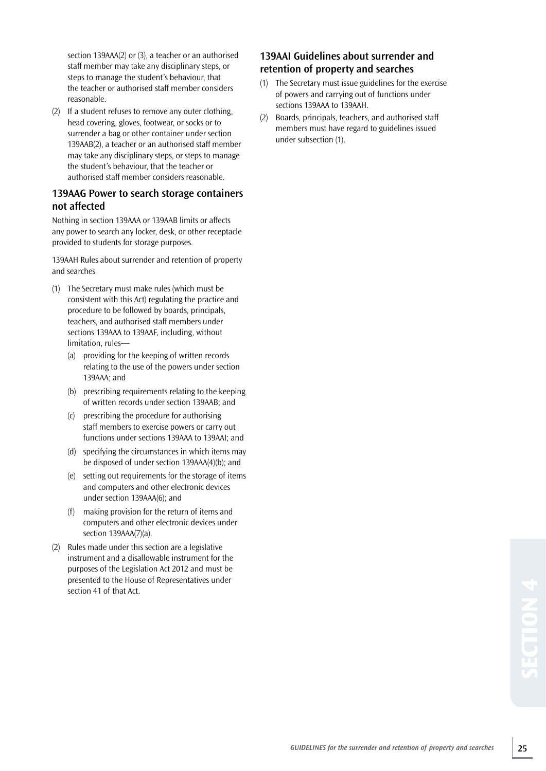section 139AAA(2) or (3), a teacher or an authorised staff member may take any disciplinary steps, or steps to manage the student's behaviour, that the teacher or authorised staff member considers reasonable.

(2) If a student refuses to remove any outer clothing, head covering, gloves, footwear, or socks or to surrender a bag or other container under section 139AAB(2), a teacher or an authorised staff member may take any disciplinary steps, or steps to manage the student's behaviour, that the teacher or authorised staff member considers reasonable.

### 139AAG Power to search storage containers not affected

Nothing in section 139AAA or 139AAB limits or affects any power to search any locker, desk, or other receptacle provided to students for storage purposes.

139AAH Rules about surrender and retention of property and searches

(1) The Secretary must make rules (which must be consistent with this Act) regulating the practice and procedure to be followed by boards, principals, teachers, and authorised staff members under sections 139AAA to 139AAF, including, without limitation, rules—
   - (a) providing for the keeping of written records relating to the use of the powers under section 139AAA; and
   - (b) prescribing requirements relating to the keeping of written records under section 139AAB; and
   - (c) prescribing the procedure for authorising staff members to exercise powers or carry out functions under sections 139AAA to 139AAI; and
   - (d) specifying the circumstances in which items may be disposed of under section 139AAA(4)(b); and
   - (e) setting out requirements for the storage of items and computers and other electronic devices under section 139AAA(6); and
   - (f) making provision for the return of items and computers and other electronic devices under section 139AAA(7)(a).

(2) Rules made under this section are a legislative instrument and a disallowable instrument for the purposes of the Legislation Act 2012 and must be presented to the House of Representatives under section 41 of that Act.

### 139AAI Guidelines about surrender and retention of property and searches

(1) The Secretary must issue guidelines for the exercise of powers and carrying out of functions under sections 139AAA to 139AAH.

(2) Boards, principals, teachers, and authorised staff members must have regard to guidelines issued under subsection (1).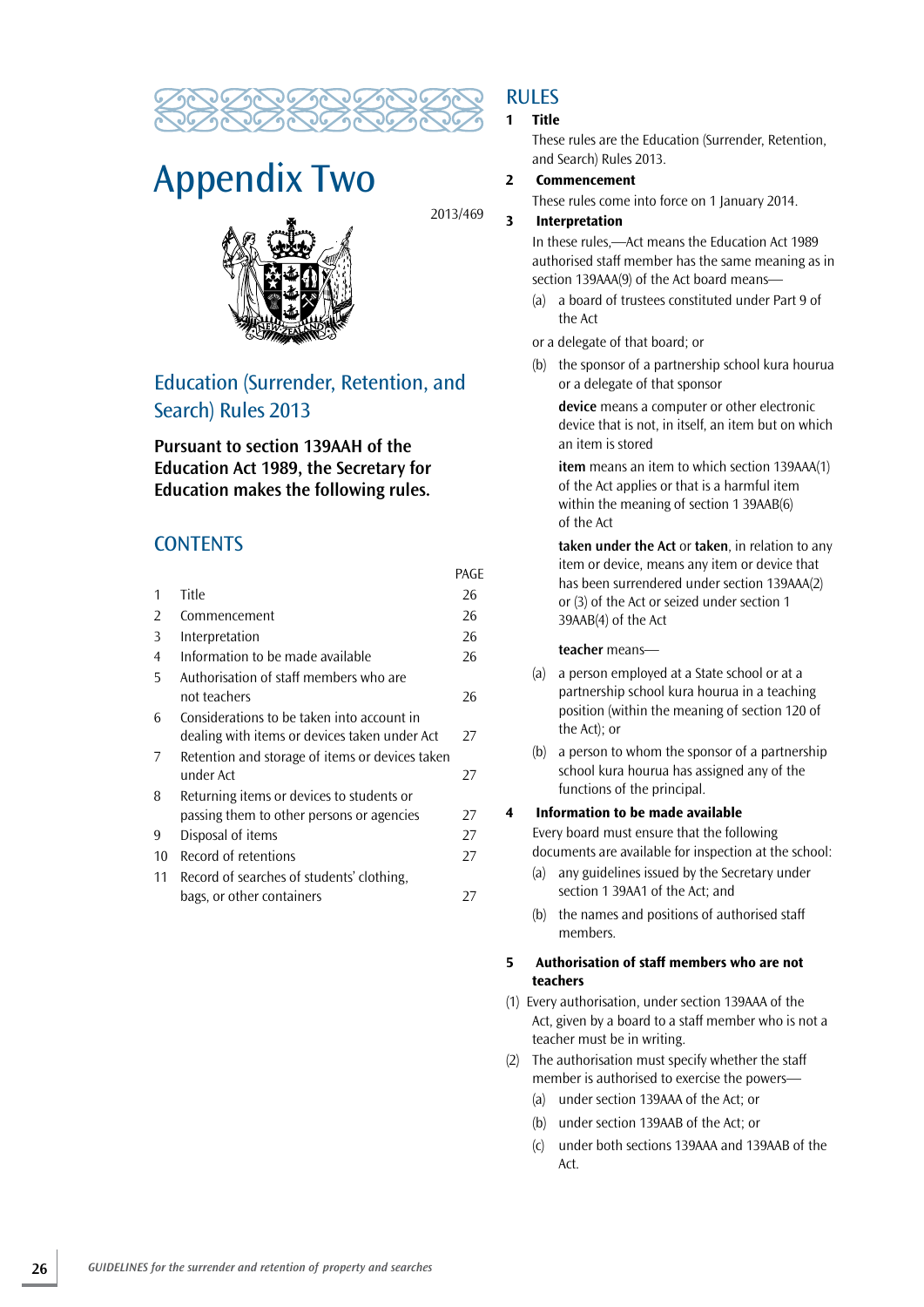# Appendix Two

2013/469

## Education (Surrender, Retention, and Search) Rules 2013

**Pursuant to section 139AAH of the Education Act 1989, the Secretary for Education makes the following rules.**

## CONTENTS

| | | PAGE |
|---|---|---|
| 1 | Title | 26 |
| 2 | Commencement | 26 |
| 3 | Interpretation | 26 |
| 4 | Information to be made available | 26 |
| 5 | Authorisation of staff members who are not teachers | 26 |
| 6 | Considerations to be taken into account in dealing with items or devices taken under Act | 27 |
| 7 | Retention and storage of items or devices taken under Act | 27 |
| 8 | Returning items or devices to students or passing them to other persons or agencies | 27 |
| 9 | Disposal of items | 27 |
| 10 | Record of retentions | 27 |
| 11 | Record of searches of students' clothing, bags, or other containers | 27 |

## RULES

**1 Title**

These rules are the Education (Surrender, Retention, and Search) Rules 2013.

**2 Commencement**

These rules come into force on 1 January 2014.

**3 Interpretation**

In these rules,—Act means the Education Act 1989 authorised staff member has the same meaning as in section 139AAA(9) of the Act board means—

(a) a board of trustees constituted under Part 9 of the Act

or a delegate of that board; or

(b) the sponsor of a partnership school kura hourua or a delegate of that sponsor

**device** means a computer or other electronic device that is not, in itself, an item but on which an item is stored

**item** means an item to which section 139AAA(1) of the Act applies or that is a harmful item within the meaning of section 1 39AAB(6) of the Act

**taken under the Act** or **taken**, in relation to any item or device, means any item or device that has been surrendered under section 139AAA(2) or (3) of the Act or seized under section 1 39AAB(4) of the Act

**teacher** means—

(a) a person employed at a State school or at a partnership school kura hourua in a teaching position (within the meaning of section 120 of the Act); or

(b) a person to whom the sponsor of a partnership school kura hourua has assigned any of the functions of the principal.

**4 Information to be made available**

Every board must ensure that the following documents are available for inspection at the school:

(a) any guidelines issued by the Secretary under section 1 39AA1 of the Act; and

(b) the names and positions of authorised staff members.

**5 Authorisation of staff members who are not teachers**

(1) Every authorisation, under section 139AAA of the Act, given by a board to a staff member who is not a teacher must be in writing.

(2) The authorisation must specify whether the staff member is authorised to exercise the powers—

(a) under section 139AAA of the Act; or

(b) under section 139AAB of the Act; or

(c) under both sections 139AAA and 139AAB of the Act.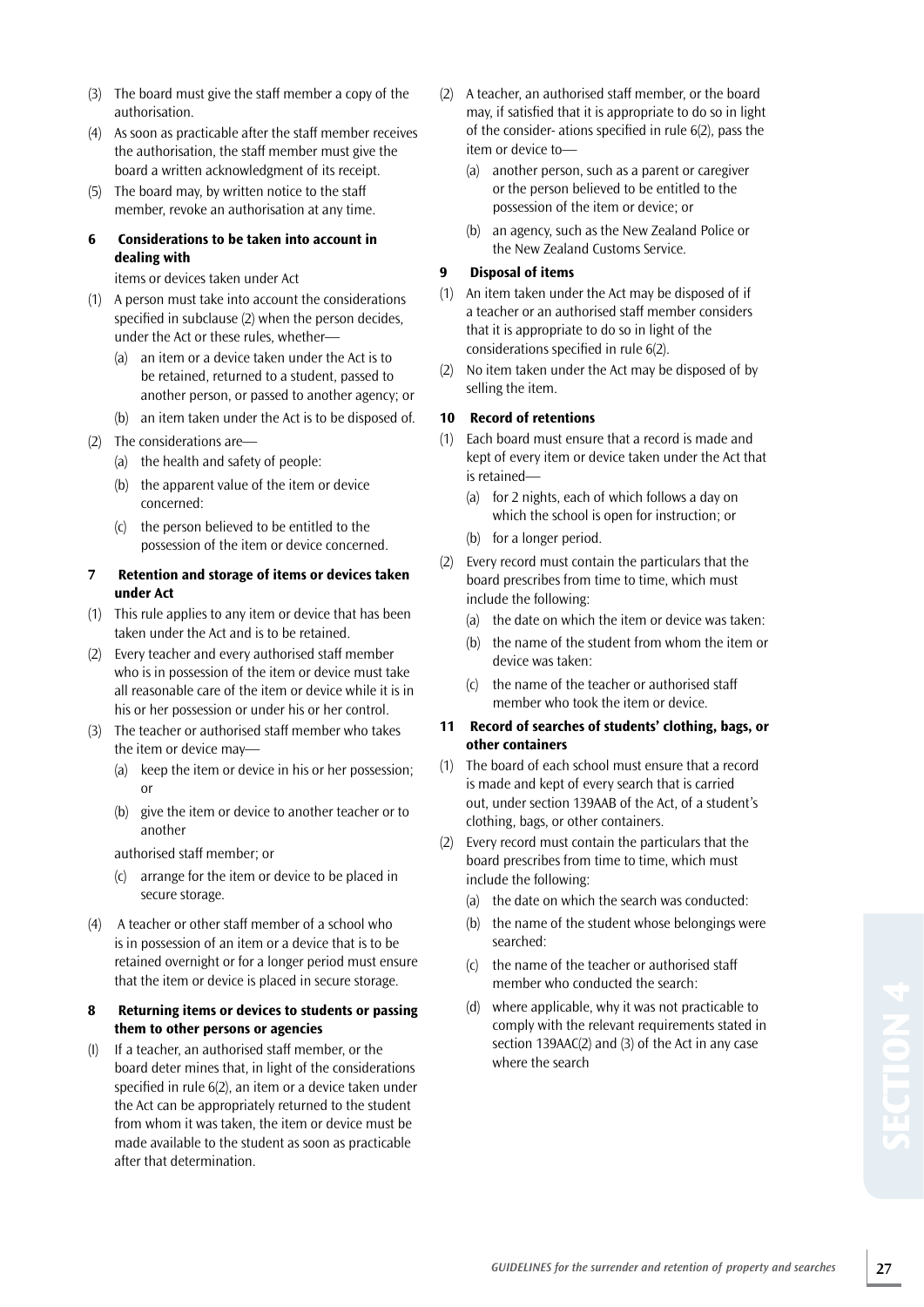(3) The board must give the staff member a copy of the authorisation.

(4) As soon as practicable after the staff member receives the authorisation, the staff member must give the board a written acknowledgment of its receipt.

(5) The board may, by written notice to the staff member, revoke an authorisation at any time.

**6 Considerations to be taken into account in dealing with**

items or devices taken under Act

(1) A person must take into account the considerations specified in subclause (2) when the person decides, under the Act or these rules, whether—

- (a) an item or a device taken under the Act is to be retained, returned to a student, passed to another person, or passed to another agency; or
- (b) an item taken under the Act is to be disposed of.

(2) The considerations are—

- (a) the health and safety of people:
- (b) the apparent value of the item or device concerned:
- (c) the person believed to be entitled to the possession of the item or device concerned.

**7 Retention and storage of items or devices taken under Act**

(1) This rule applies to any item or device that has been taken under the Act and is to be retained.

(2) Every teacher and every authorised staff member who is in possession of the item or device must take all reasonable care of the item or device while it is in his or her possession or under his or her control.

(3) The teacher or authorised staff member who takes the item or device may—

- (a) keep the item or device in his or her possession; or
- (b) give the item or device to another teacher or to another

authorised staff member; or

- (c) arrange for the item or device to be placed in secure storage.

(4) A teacher or other staff member of a school who is in possession of an item or a device that is to be retained overnight or for a longer period must ensure that the item or device is placed in secure storage.

**8 Returning items or devices to students or passing them to other persons or agencies**

(I) If a teacher, an authorised staff member, or the board deter mines that, in light of the considerations specified in rule 6(2), an item or a device taken under the Act can be appropriately returned to the student from whom it was taken, the item or device must be made available to the student as soon as practicable after that determination.

(2) A teacher, an authorised staff member, or the board may, if satisfied that it is appropriate to do so in light of the consider- ations specified in rule 6(2), pass the item or device to—

- (a) another person, such as a parent or caregiver or the person believed to be entitled to the possession of the item or device; or
- (b) an agency, such as the New Zealand Police or the New Zealand Customs Service.

**9 Disposal of items**

(1) An item taken under the Act may be disposed of if a teacher or an authorised staff member considers that it is appropriate to do so in light of the considerations specified in rule 6(2).

(2) No item taken under the Act may be disposed of by selling the item.

**10 Record of retentions**

(1) Each board must ensure that a record is made and kept of every item or device taken under the Act that is retained—

- (a) for 2 nights, each of which follows a day on which the school is open for instruction; or
- (b) for a longer period.

(2) Every record must contain the particulars that the board prescribes from time to time, which must include the following:

- (a) the date on which the item or device was taken:
- (b) the name of the student from whom the item or device was taken:
- (c) the name of the teacher or authorised staff member who took the item or device.

**11 Record of searches of students' clothing, bags, or other containers**

(1) The board of each school must ensure that a record is made and kept of every search that is carried out, under section 139AAB of the Act, of a student's clothing, bags, or other containers.

(2) Every record must contain the particulars that the board prescribes from time to time, which must include the following:

- (a) the date on which the search was conducted:
- (b) the name of the student whose belongings were searched:
- (c) the name of the teacher or authorised staff member who conducted the search:
- (d) where applicable, why it was not practicable to comply with the relevant requirements stated in section 139AAC(2) and (3) of the Act in any case where the search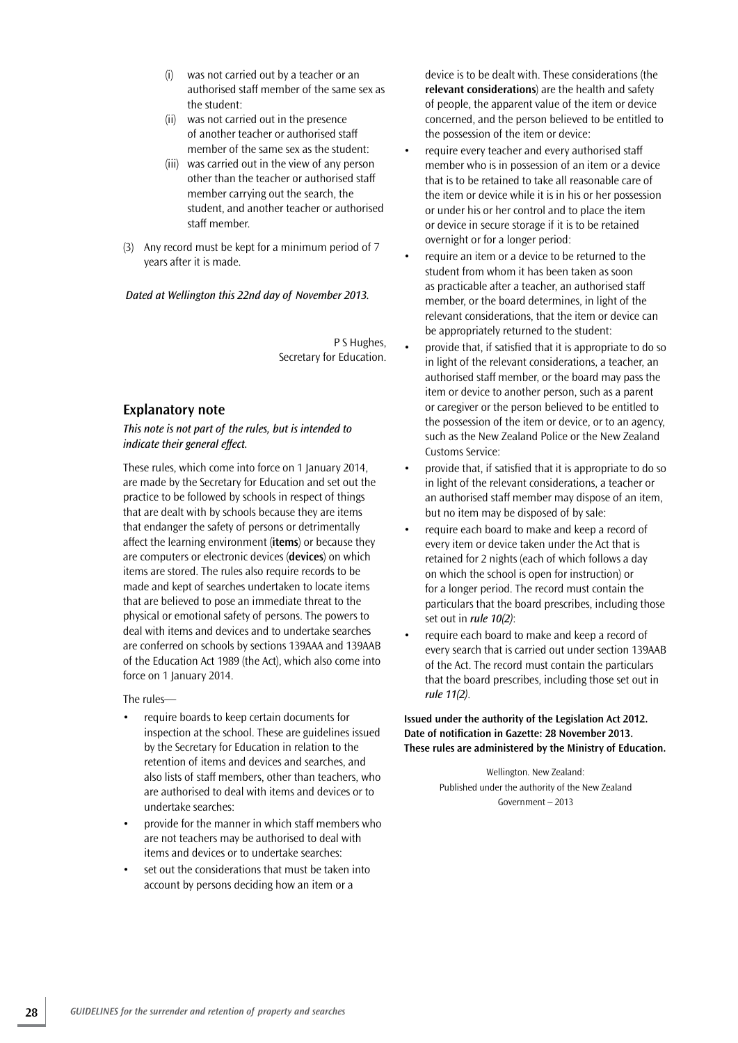(i) was not carried out by a teacher or an authorised staff member of the same sex as the student:

(ii) was not carried out in the presence of another teacher or authorised staff member of the same sex as the student:

(iii) was carried out in the view of any person other than the teacher or authorised staff member carrying out the search, the student, and another teacher or authorised staff member.

(3) Any record must be kept for a minimum period of 7 years after it is made.

*Dated at Wellington this 22nd day of November 2013.*

P S Hughes,
Secretary for Education.

## Explanatory note

*This note is not part of the rules, but is intended to indicate their general effect.*

These rules, which come into force on 1 January 2014, are made by the Secretary for Education and set out the practice to be followed by schools in respect of things that are dealt with by schools because they are items that endanger the safety of persons or detrimentally affect the learning environment (**items**) or because they are computers or electronic devices (**devices**) on which items are stored. The rules also require records to be made and kept of searches undertaken to locate items that are believed to pose an immediate threat to the physical or emotional safety of persons. The powers to deal with items and devices and to undertake searches are conferred on schools by sections 139AAA and 139AAB of the Education Act 1989 (the Act), which also come into force on 1 January 2014.

The rules—

- require boards to keep certain documents for inspection at the school. These are guidelines issued by the Secretary for Education in relation to the retention of items and devices and searches, and also lists of staff members, other than teachers, who are authorised to deal with items and devices or to undertake searches:
- provide for the manner in which staff members who are not teachers may be authorised to deal with items and devices or to undertake searches:
- set out the considerations that must be taken into account by persons deciding how an item or a device is to be dealt with. These considerations (the **relevant considerations**) are the health and safety of people, the apparent value of the item or device concerned, and the person believed to be entitled to the possession of the item or device:
- require every teacher and every authorised staff member who is in possession of an item or a device that is to be retained to take all reasonable care of the item or device while it is in his or her possession or under his or her control and to place the item or device in secure storage if it is to be retained overnight or for a longer period:
- require an item or a device to be returned to the student from whom it has been taken as soon as practicable after a teacher, an authorised staff member, or the board determines, in light of the relevant considerations, that the item or device can be appropriately returned to the student:
- provide that, if satisfied that it is appropriate to do so in light of the relevant considerations, a teacher, an authorised staff member, or the board may pass the item or device to another person, such as a parent or caregiver or the person believed to be entitled to the possession of the item or device, or to an agency, such as the New Zealand Police or the New Zealand Customs Service:
- provide that, if satisfied that it is appropriate to do so in light of the relevant considerations, a teacher or an authorised staff member may dispose of an item, but no item may be disposed of by sale:
- require each board to make and keep a record of every item or device taken under the Act that is retained for 2 nights (each of which follows a day on which the school is open for instruction) or for a longer period. The record must contain the particulars that the board prescribes, including those set out in *rule 10(2)*:
- require each board to make and keep a record of every search that is carried out under section 139AAB of the Act. The record must contain the particulars that the board prescribes, including those set out in *rule 11(2)*.

**Issued under the authority of the Legislation Act 2012.**
**Date of notification in Gazette: 28 November 2013.**
**These rules are administered by the Ministry of Education.**

Wellington. New Zealand:
Published under the authority of the New Zealand Government – 2013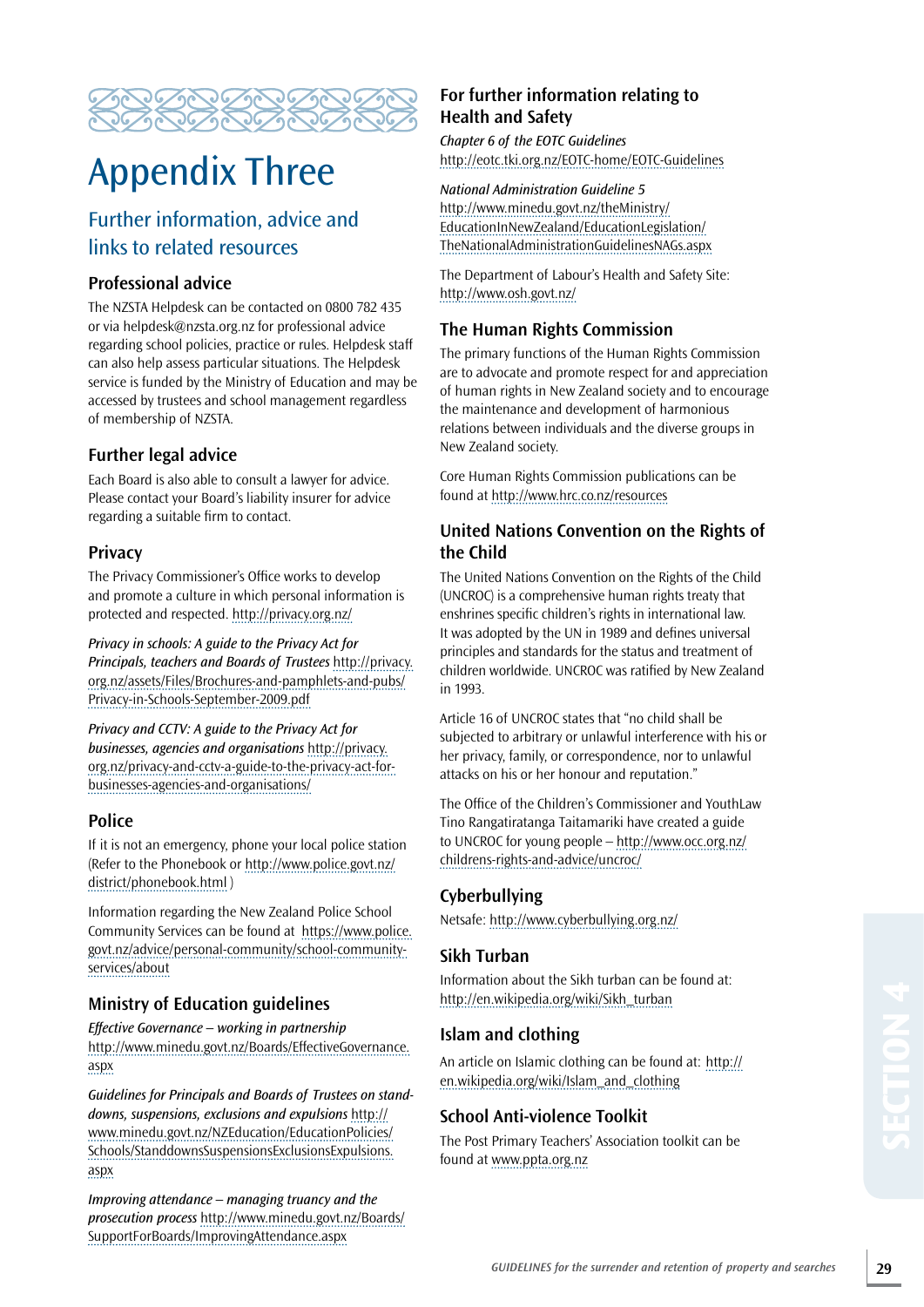# Appendix Three

## Further information, advice and links to related resources

### Professional advice

The NZSTA Helpdesk can be contacted on 0800 782 435 or via helpdesk@nzsta.org.nz for professional advice regarding school policies, practice or rules. Helpdesk staff can also help assess particular situations. The Helpdesk service is funded by the Ministry of Education and may be accessed by trustees and school management regardless of membership of NZSTA.

### Further legal advice

Each Board is also able to consult a lawyer for advice. Please contact your Board's liability insurer for advice regarding a suitable firm to contact.

### Privacy

The Privacy Commissioner's Office works to develop and promote a culture in which personal information is protected and respected. http://privacy.org.nz/

*Privacy in schools: A guide to the Privacy Act for Principals, teachers and Boards of Trustees* http://privacy.org.nz/assets/Files/Brochures-and-pamphlets-and-pubs/Privacy-in-Schools-September-2009.pdf

*Privacy and CCTV: A guide to the Privacy Act for businesses, agencies and organisations* http://privacy.org.nz/privacy-and-cctv-a-guide-to-the-privacy-act-for-businesses-agencies-and-organisations/

### Police

If it is not an emergency, phone your local police station (Refer to the Phonebook or http://www.police.govt.nz/district/phonebook.html )

Information regarding the New Zealand Police School Community Services can be found at https://www.police.govt.nz/advice/personal-community/school-community-services/about

### Ministry of Education guidelines

*Effective Governance – working in partnership* http://www.minedu.govt.nz/Boards/EffectiveGovernance.aspx

*Guidelines for Principals and Boards of Trustees on stand-downs, suspensions, exclusions and expulsions* http://www.minedu.govt.nz/NZEducation/EducationPolicies/Schools/StanddownsSuspensionsExclusionsExpulsions.aspx

*Improving attendance – managing truancy and the prosecution process* http://www.minedu.govt.nz/Boards/SupportForBoards/ImprovingAttendance.aspx

### For further information relating to Health and Safety

*Chapter 6 of the EOTC Guidelines*
http://eotc.tki.org.nz/EOTC-home/EOTC-Guidelines

*National Administration Guideline 5*
http://www.minedu.govt.nz/theMinistry/EducationInNewZealand/EducationLegislation/TheNationalAdministrationGuidelinesNAGs.aspx

The Department of Labour's Health and Safety Site: http://www.osh.govt.nz/

### The Human Rights Commission

The primary functions of the Human Rights Commission are to advocate and promote respect for and appreciation of human rights in New Zealand society and to encourage the maintenance and development of harmonious relations between individuals and the diverse groups in New Zealand society.

Core Human Rights Commission publications can be found at http://www.hrc.co.nz/resources

### United Nations Convention on the Rights of the Child

The United Nations Convention on the Rights of the Child (UNCROC) is a comprehensive human rights treaty that enshrines specific children's rights in international law. It was adopted by the UN in 1989 and defines universal principles and standards for the status and treatment of children worldwide. UNCROC was ratified by New Zealand in 1993.

Article 16 of UNCROC states that "no child shall be subjected to arbitrary or unlawful interference with his or her privacy, family, or correspondence, nor to unlawful attacks on his or her honour and reputation."

The Office of the Children's Commissioner and YouthLaw Tino Rangatiratanga Taitamariki have created a guide to UNCROC for young people – http://www.occ.org.nz/childrens-rights-and-advice/uncroc/

### Cyberbullying

Netsafe: http://www.cyberbullying.org.nz/

### Sikh Turban

Information about the Sikh turban can be found at: http://en.wikipedia.org/wiki/Sikh_turban

### Islam and clothing

An article on Islamic clothing can be found at: http://en.wikipedia.org/wiki/Islam_and_clothing

### School Anti-violence Toolkit

The Post Primary Teachers' Association toolkit can be found at www.ppta.org.nz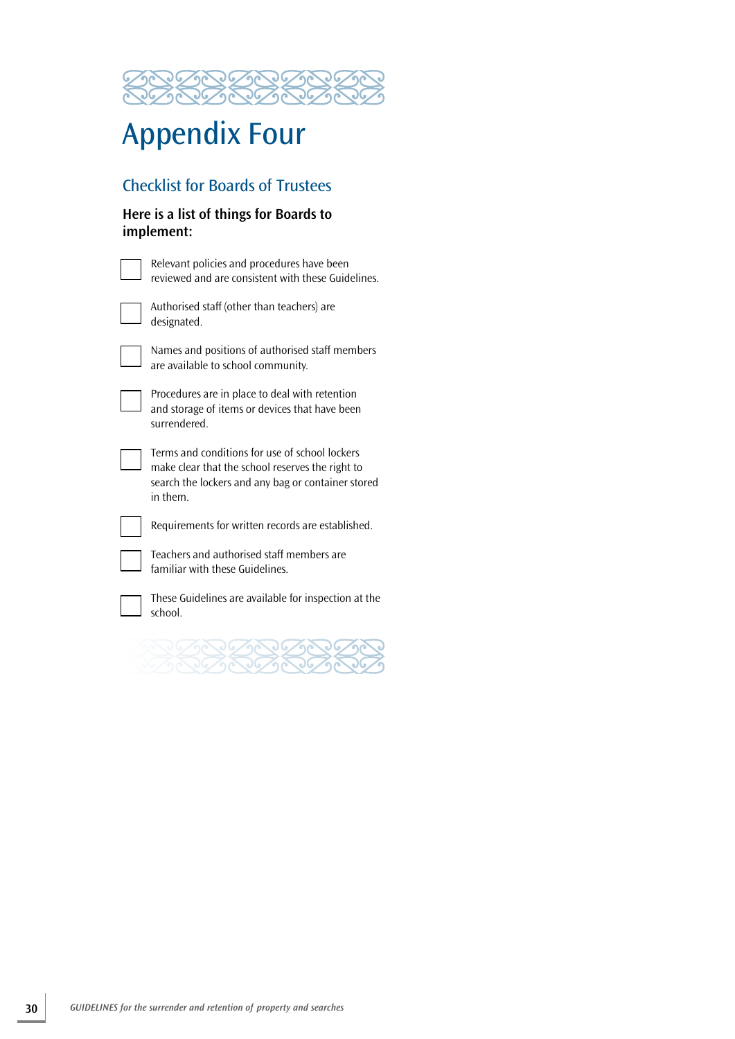# Appendix Four

## Checklist for Boards of Trustees

**Here is a list of things for Boards to implement:**

- [ ] Relevant policies and procedures have been reviewed and are consistent with these Guidelines.
- [ ] Authorised staff (other than teachers) are designated.
- [ ] Names and positions of authorised staff members are available to school community.
- [ ] Procedures are in place to deal with retention and storage of items or devices that have been surrendered.
- [ ] Terms and conditions for use of school lockers make clear that the school reserves the right to search the lockers and any bag or container stored in them.
- [ ] Requirements for written records are established.
- [ ] Teachers and authorised staff members are familiar with these Guidelines.
- [ ] These Guidelines are available for inspection at the school.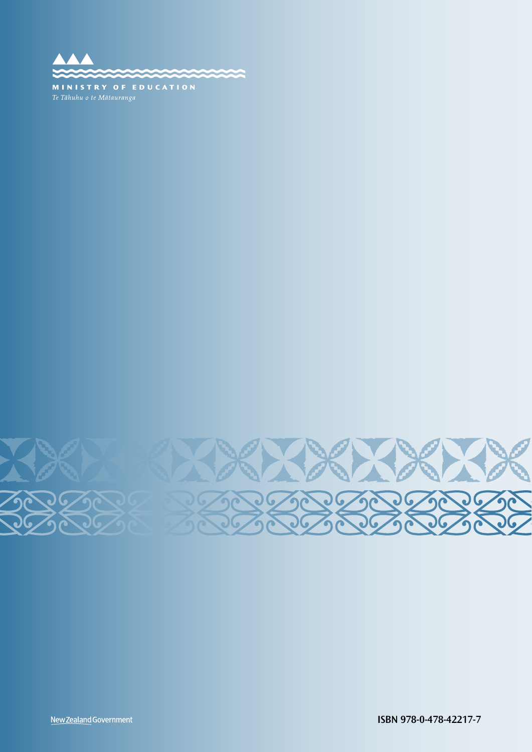MINISTRY OF EDUCATION

*Te Tāhuhu o te Mātauranga*

New Zealand Government

ISBN 978-0-478-42217-7